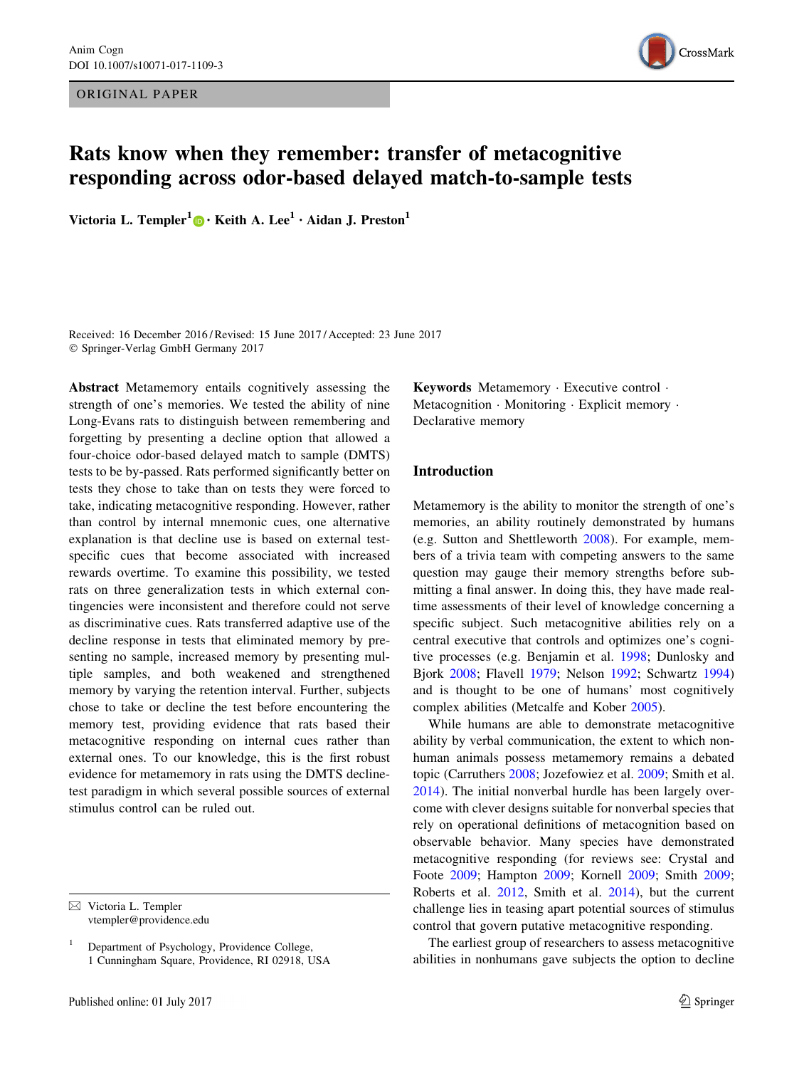ORIGINAL PAPER

# Rats know when they remember: transfer of metacognitive responding across odor-based delayed match-to-sample tests

**Victoria L. Templer[1] · Keith A. Lee[1] · Aidan J. Preston[1]**

Received: 16 December 2016 / Revised: 15 June 2017 / Accepted: 23 June 2017
© Springer-Verlag GmbH Germany 2017

**Abstract** Metamemory entails cognitively assessing the strength of one's memories. We tested the ability of nine Long-Evans rats to distinguish between remembering and forgetting by presenting a decline option that allowed a four-choice odor-based delayed match to sample (DMTS) tests to be by-passed. Rats performed significantly better on tests they chose to take than on tests they were forced to take, indicating metacognitive responding. However, rather than control by internal mnemonic cues, one alternative explanation is that decline use is based on external test-specific cues that become associated with increased rewards overtime. To examine this possibility, we tested rats on three generalization tests in which external contingencies were inconsistent and therefore could not serve as discriminative cues. Rats transferred adaptive use of the decline response in tests that eliminated memory by presenting no sample, increased memory by presenting multiple samples, and both weakened and strengthened memory by varying the retention interval. Further, subjects chose to take or decline the test before encountering the memory test, providing evidence that rats based their metacognitive responding on internal cues rather than external ones. To our knowledge, this is the first robust evidence for metamemory in rats using the DMTS decline-test paradigm in which several possible sources of external stimulus control can be ruled out.

**Keywords** Metamemory · Executive control · Metacognition · Monitoring · Explicit memory · Declarative memory

✉ Victoria L. Templer
vtempler@providence.edu

[1] Department of Psychology, Providence College, 1 Cunningham Square, Providence, RI 02918, USA

## Introduction

Metamemory is the ability to monitor the strength of one's memories, an ability routinely demonstrated by humans (e.g. Sutton and Shettleworth 2008). For example, members of a trivia team with competing answers to the same question may gauge their memory strengths before submitting a final answer. In doing this, they have made real-time assessments of their level of knowledge concerning a specific subject. Such metacognitive abilities rely on a central executive that controls and optimizes one's cognitive processes (e.g. Benjamin et al. 1998; Dunlosky and Bjork 2008; Flavell 1979; Nelson 1992; Schwartz 1994) and is thought to be one of humans' most cognitively complex abilities (Metcalfe and Kober 2005).

While humans are able to demonstrate metacognitive ability by verbal communication, the extent to which nonhuman animals possess metamemory remains a debated topic (Carruthers 2008; Jozefowiez et al. 2009; Smith et al. 2014). The initial nonverbal hurdle has been largely overcome with clever designs suitable for nonverbal species that rely on operational definitions of metacognition based on observable behavior. Many species have demonstrated metacognitive responding (for reviews see: Crystal and Foote 2009; Hampton 2009; Kornell 2009; Smith 2009; Roberts et al. 2012, Smith et al. 2014), but the current challenge lies in teasing apart potential sources of stimulus control that govern putative metacognitive responding.

The earliest group of researchers to assess metacognitive abilities in nonhumans gave subjects the option to decline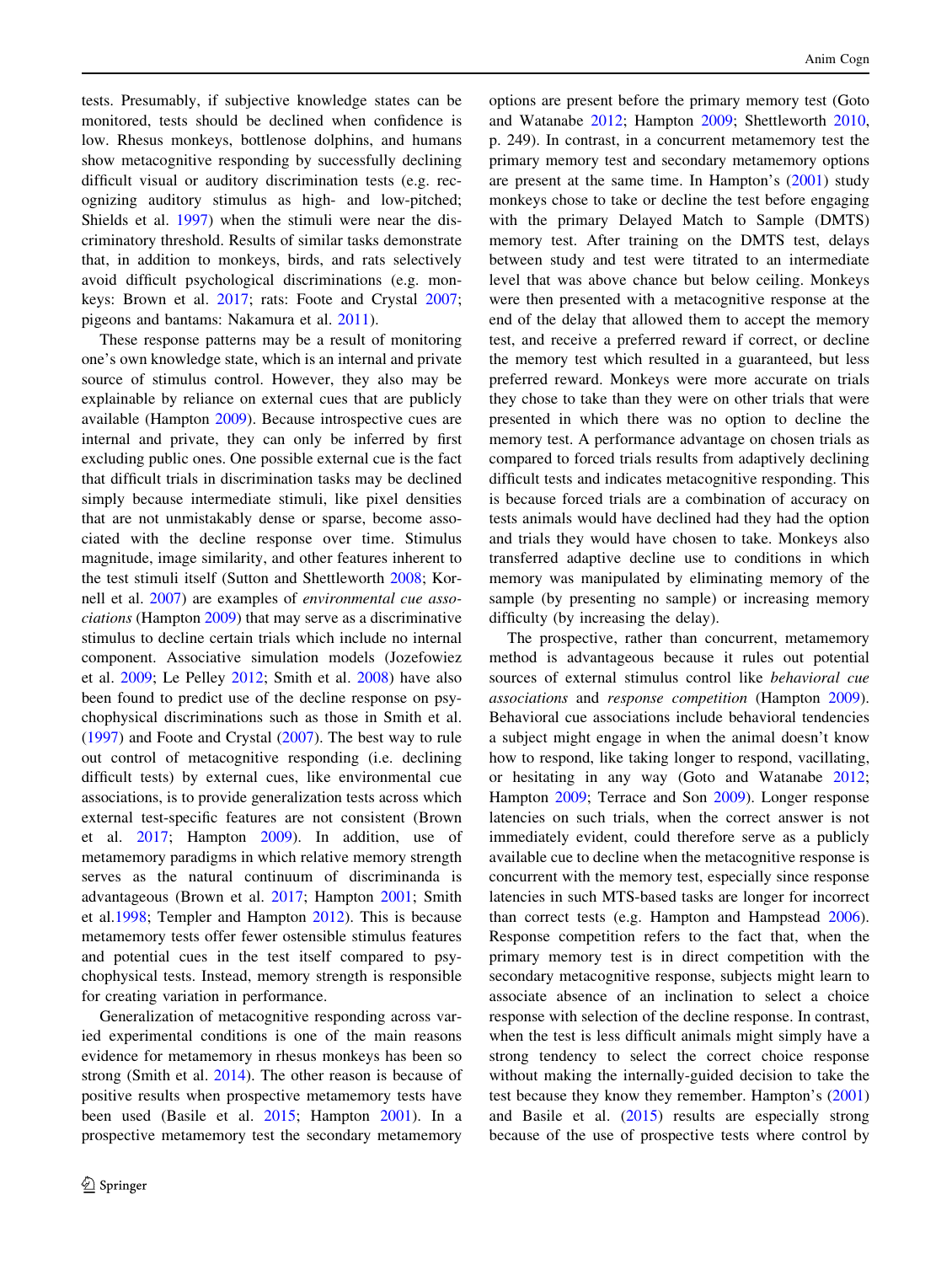tests. Presumably, if subjective knowledge states can be monitored, tests should be declined when confidence is low. Rhesus monkeys, bottlenose dolphins, and humans show metacognitive responding by successfully declining difficult visual or auditory discrimination tests (e.g. recognizing auditory stimulus as high- and low-pitched; Shields et al. 1997) when the stimuli were near the discriminatory threshold. Results of similar tasks demonstrate that, in addition to monkeys, birds, and rats selectively avoid difficult psychological discriminations (e.g. monkeys: Brown et al. 2017; rats: Foote and Crystal 2007; pigeons and bantams: Nakamura et al. 2011).

These response patterns may be a result of monitoring one's own knowledge state, which is an internal and private source of stimulus control. However, they also may be explainable by reliance on external cues that are publicly available (Hampton 2009). Because introspective cues are internal and private, they can only be inferred by first excluding public ones. One possible external cue is the fact that difficult trials in discrimination tasks may be declined simply because intermediate stimuli, like pixel densities that are not unmistakably dense or sparse, become associated with the decline response over time. Stimulus magnitude, image similarity, and other features inherent to the test stimuli itself (Sutton and Shettleworth 2008; Kornell et al. 2007) are examples of *environmental cue associations* (Hampton 2009) that may serve as a discriminative stimulus to decline certain trials which include no internal component. Associative simulation models (Jozefowiez et al. 2009; Le Pelley 2012; Smith et al. 2008) have also been found to predict use of the decline response on psychophysical discriminations such as those in Smith et al. (1997) and Foote and Crystal (2007). The best way to rule out control of metacognitive responding (i.e. declining difficult tests) by external cues, like environmental cue associations, is to provide generalization tests across which external test-specific features are not consistent (Brown et al. 2017; Hampton 2009). In addition, use of metamemory paradigms in which relative memory strength serves as the natural continuum of discriminanda is advantageous (Brown et al. 2017; Hampton 2001; Smith et al.1998; Templer and Hampton 2012). This is because metamemory tests offer fewer ostensible stimulus features and potential cues in the test itself compared to psychophysical tests. Instead, memory strength is responsible for creating variation in performance.

Generalization of metacognitive responding across varied experimental conditions is one of the main reasons evidence for metamemory in rhesus monkeys has been so strong (Smith et al. 2014). The other reason is because of positive results when prospective metamemory tests have been used (Basile et al. 2015; Hampton 2001). In a prospective metamemory test the secondary metamemory options are present before the primary memory test (Goto and Watanabe 2012; Hampton 2009; Shettleworth 2010, p. 249). In contrast, in a concurrent metamemory test the primary memory test and secondary metamemory options are present at the same time. In Hampton's (2001) study monkeys chose to take or decline the test before engaging with the primary Delayed Match to Sample (DMTS) memory test. After training on the DMTS test, delays between study and test were titrated to an intermediate level that was above chance but below ceiling. Monkeys were then presented with a metacognitive response at the end of the delay that allowed them to accept the memory test, and receive a preferred reward if correct, or decline the memory test which resulted in a guaranteed, but less preferred reward. Monkeys were more accurate on trials they chose to take than they were on other trials that were presented in which there was no option to decline the memory test. A performance advantage on chosen trials as compared to forced trials results from adaptively declining difficult tests and indicates metacognitive responding. This is because forced trials are a combination of accuracy on tests animals would have declined had they had the option and trials they would have chosen to take. Monkeys also transferred adaptive decline use to conditions in which memory was manipulated by eliminating memory of the sample (by presenting no sample) or increasing memory difficulty (by increasing the delay).

The prospective, rather than concurrent, metamemory method is advantageous because it rules out potential sources of external stimulus control like *behavioral cue associations* and *response competition* (Hampton 2009). Behavioral cue associations include behavioral tendencies a subject might engage in when the animal doesn't know how to respond, like taking longer to respond, vacillating, or hesitating in any way (Goto and Watanabe 2012; Hampton 2009; Terrace and Son 2009). Longer response latencies on such trials, when the correct answer is not immediately evident, could therefore serve as a publicly available cue to decline when the metacognitive response is concurrent with the memory test, especially since response latencies in such MTS-based tasks are longer for incorrect than correct tests (e.g. Hampton and Hampstead 2006). Response competition refers to the fact that, when the primary memory test is in direct competition with the secondary metacognitive response, subjects might learn to associate absence of an inclination to select a choice response with selection of the decline response. In contrast, when the test is less difficult animals might simply have a strong tendency to select the correct choice response without making the internally-guided decision to take the test because they know they remember. Hampton's (2001) and Basile et al. (2015) results are especially strong because of the use of prospective tests where control by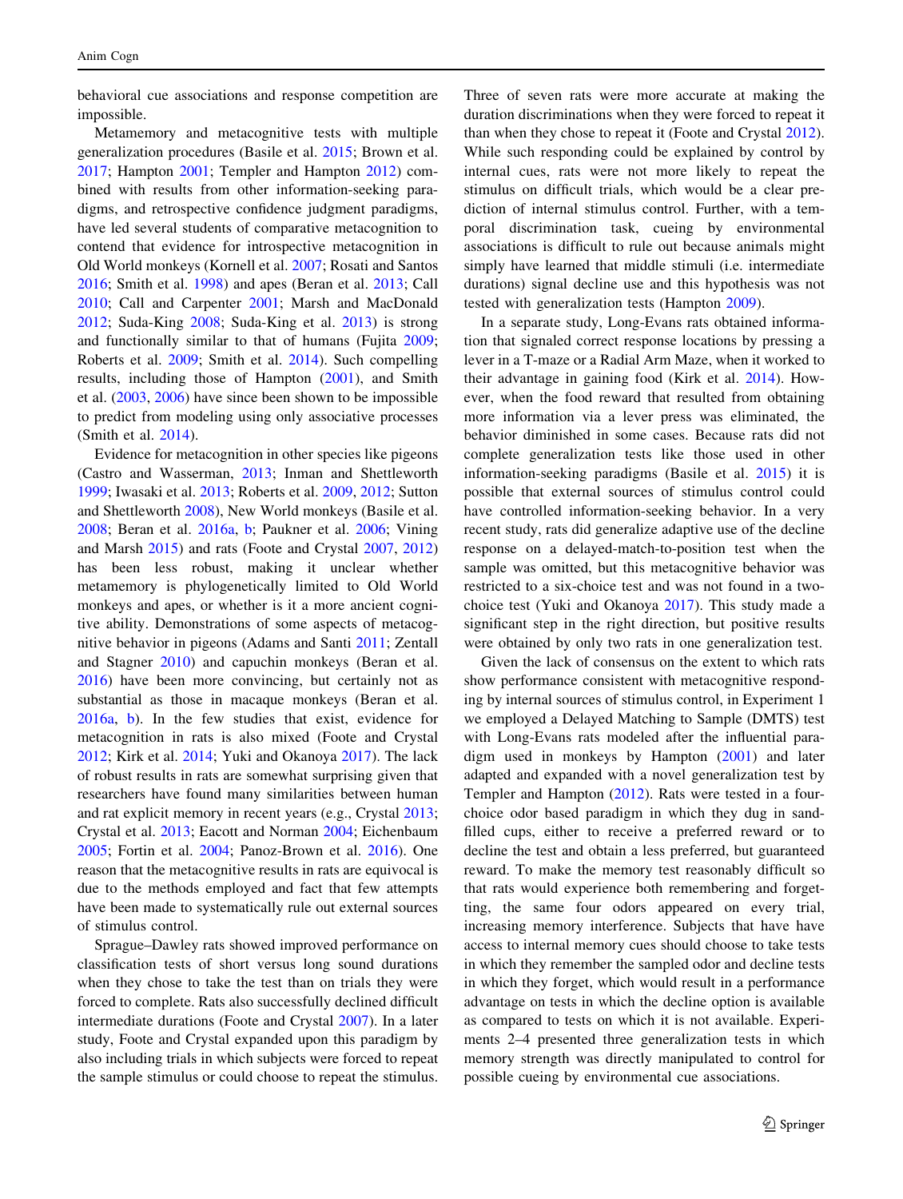behavioral cue associations and response competition are impossible.

Metamemory and metacognitive tests with multiple generalization procedures (Basile et al. 2015; Brown et al. 2017; Hampton 2001; Templer and Hampton 2012) combined with results from other information-seeking paradigms, and retrospective confidence judgment paradigms, have led several students of comparative metacognition to contend that evidence for introspective metacognition in Old World monkeys (Kornell et al. 2007; Rosati and Santos 2016; Smith et al. 1998) and apes (Beran et al. 2013; Call 2010; Call and Carpenter 2001; Marsh and MacDonald 2012; Suda-King 2008; Suda-King et al. 2013) is strong and functionally similar to that of humans (Fujita 2009; Roberts et al. 2009; Smith et al. 2014). Such compelling results, including those of Hampton (2001), and Smith et al. (2003, 2006) have since been shown to be impossible to predict from modeling using only associative processes (Smith et al. 2014).

Evidence for metacognition in other species like pigeons (Castro and Wasserman, 2013; Inman and Shettleworth 1999; Iwasaki et al. 2013; Roberts et al. 2009, 2012; Sutton and Shettleworth 2008), New World monkeys (Basile et al. 2008; Beran et al. 2016a, b; Paukner et al. 2006; Vining and Marsh 2015) and rats (Foote and Crystal 2007, 2012) has been less robust, making it unclear whether metamemory is phylogenetically limited to Old World monkeys and apes, or whether is it a more ancient cognitive ability. Demonstrations of some aspects of metacognitive behavior in pigeons (Adams and Santi 2011; Zentall and Stagner 2010) and capuchin monkeys (Beran et al. 2016) have been more convincing, but certainly not as substantial as those in macaque monkeys (Beran et al. 2016a, b). In the few studies that exist, evidence for metacognition in rats is also mixed (Foote and Crystal 2012; Kirk et al. 2014; Yuki and Okanoya 2017). The lack of robust results in rats are somewhat surprising given that researchers have found many similarities between human and rat explicit memory in recent years (e.g., Crystal 2013; Crystal et al. 2013; Eacott and Norman 2004; Eichenbaum 2005; Fortin et al. 2004; Panoz-Brown et al. 2016). One reason that the metacognitive results in rats are equivocal is due to the methods employed and fact that few attempts have been made to systematically rule out external sources of stimulus control.

Sprague–Dawley rats showed improved performance on classification tests of short versus long sound durations when they chose to take the test than on trials they were forced to complete. Rats also successfully declined difficult intermediate durations (Foote and Crystal 2007). In a later study, Foote and Crystal expanded upon this paradigm by also including trials in which subjects were forced to repeat the sample stimulus or could choose to repeat the stimulus. Three of seven rats were more accurate at making the duration discriminations when they were forced to repeat it than when they chose to repeat it (Foote and Crystal 2012). While such responding could be explained by control by internal cues, rats were not more likely to repeat the stimulus on difficult trials, which would be a clear prediction of internal stimulus control. Further, with a temporal discrimination task, cueing by environmental associations is difficult to rule out because animals might simply have learned that middle stimuli (i.e. intermediate durations) signal decline use and this hypothesis was not tested with generalization tests (Hampton 2009).

In a separate study, Long-Evans rats obtained information that signaled correct response locations by pressing a lever in a T-maze or a Radial Arm Maze, when it worked to their advantage in gaining food (Kirk et al. 2014). However, when the food reward that resulted from obtaining more information via a lever press was eliminated, the behavior diminished in some cases. Because rats did not complete generalization tests like those used in other information-seeking paradigms (Basile et al. 2015) it is possible that external sources of stimulus control could have controlled information-seeking behavior. In a very recent study, rats did generalize adaptive use of the decline response on a delayed-match-to-position test when the sample was omitted, but this metacognitive behavior was restricted to a six-choice test and was not found in a two-choice test (Yuki and Okanoya 2017). This study made a significant step in the right direction, but positive results were obtained by only two rats in one generalization test.

Given the lack of consensus on the extent to which rats show performance consistent with metacognitive responding by internal sources of stimulus control, in Experiment 1 we employed a Delayed Matching to Sample (DMTS) test with Long-Evans rats modeled after the influential paradigm used in monkeys by Hampton (2001) and later adapted and expanded with a novel generalization test by Templer and Hampton (2012). Rats were tested in a four-choice odor based paradigm in which they dug in sand-filled cups, either to receive a preferred reward or to decline the test and obtain a less preferred, but guaranteed reward. To make the memory test reasonably difficult so that rats would experience both remembering and forgetting, the same four odors appeared on every trial, increasing memory interference. Subjects that have have access to internal memory cues should choose to take tests in which they remember the sampled odor and decline tests in which they forget, which would result in a performance advantage on tests in which the decline option is available as compared to tests on which it is not available. Experiments 2–4 presented three generalization tests in which memory strength was directly manipulated to control for possible cueing by environmental cue associations.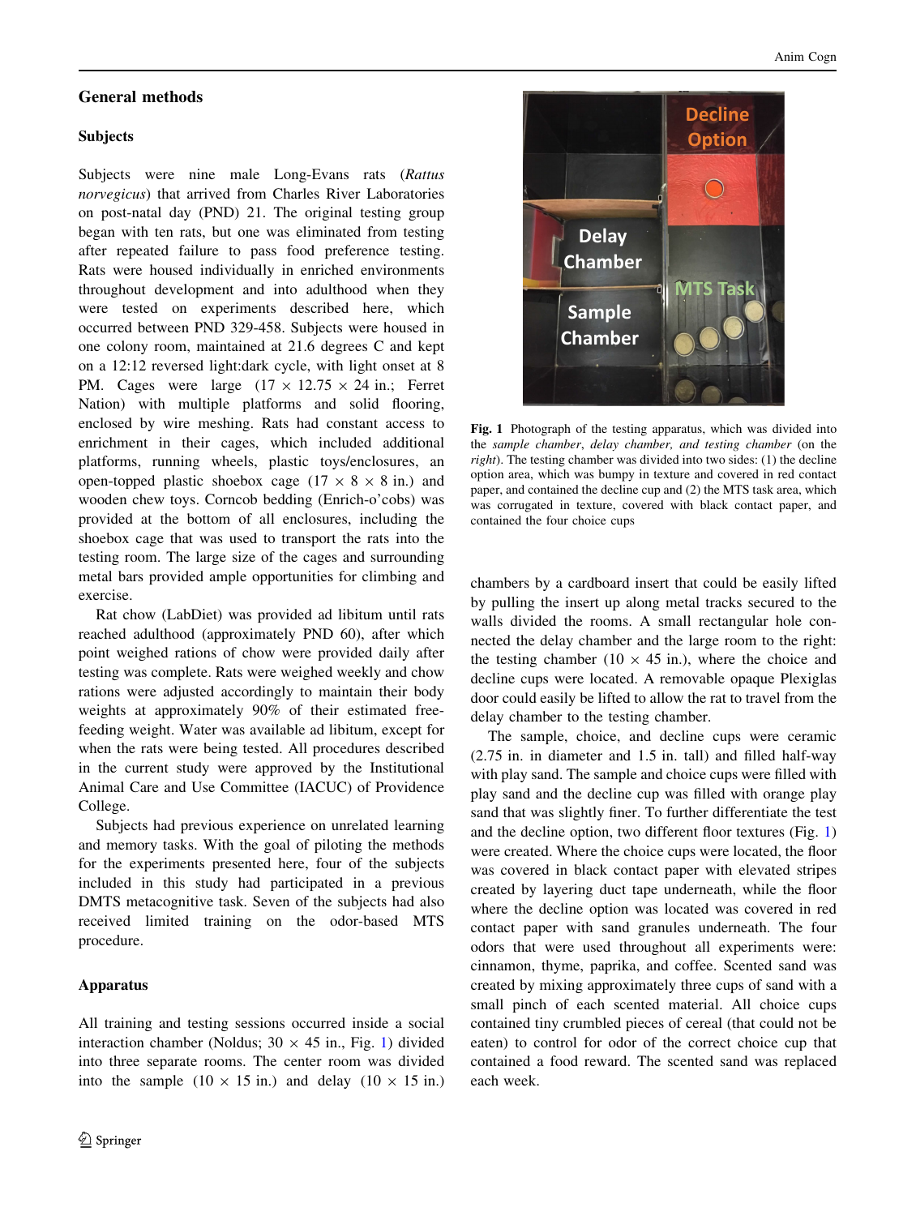## General methods

### Subjects

Subjects were nine male Long-Evans rats (*Rattus norvegicus*) that arrived from Charles River Laboratories on post-natal day (PND) 21. The original testing group began with ten rats, but one was eliminated from testing after repeated failure to pass food preference testing. Rats were housed individually in enriched environments throughout development and into adulthood when they were tested on experiments described here, which occurred between PND 329-458. Subjects were housed in one colony room, maintained at 21.6 degrees C and kept on a 12:12 reversed light:dark cycle, with light onset at 8 PM. Cages were large (17 × 12.75 × 24 in.; Ferret Nation) with multiple platforms and solid flooring, enclosed by wire meshing. Rats had constant access to enrichment in their cages, which included additional platforms, running wheels, plastic toys/enclosures, an open-topped plastic shoebox cage (17 × 8 × 8 in.) and wooden chew toys. Corncob bedding (Enrich-o'cobs) was provided at the bottom of all enclosures, including the shoebox cage that was used to transport the rats into the testing room. The large size of the cages and surrounding metal bars provided ample opportunities for climbing and exercise.

Rat chow (LabDiet) was provided ad libitum until rats reached adulthood (approximately PND 60), after which point weighed rations of chow were provided daily after testing was complete. Rats were weighed weekly and chow rations were adjusted accordingly to maintain their body weights at approximately 90% of their estimated free-feeding weight. Water was available ad libitum, except for when the rats were being tested. All procedures described in the current study were approved by the Institutional Animal Care and Use Committee (IACUC) of Providence College.

Subjects had previous experience on unrelated learning and memory tasks. With the goal of piloting the methods for the experiments presented here, four of the subjects included in this study had participated in a previous DMTS metacognitive task. Seven of the subjects had also received limited training on the odor-based MTS procedure.

### Apparatus

All training and testing sessions occurred inside a social interaction chamber (Noldus; 30 × 45 in., Fig. 1) divided into three separate rooms. The center room was divided into the sample (10 × 15 in.) and delay (10 × 15 in.) chambers by a cardboard insert that could be easily lifted by pulling the insert up along metal tracks secured to the walls divided the rooms. A small rectangular hole connected the delay chamber and the large room to the right: the testing chamber (10 × 45 in.), where the choice and decline cups were located. A removable opaque Plexiglas door could easily be lifted to allow the rat to travel from the delay chamber to the testing chamber.

**Fig. 1** Photograph of the testing apparatus, which was divided into the *sample chamber*, *delay chamber, and testing chamber* (on the *right*). The testing chamber was divided into two sides: (1) the decline option area, which was bumpy in texture and covered in red contact paper, and contained the decline cup and (2) the MTS task area, which was corrugated in texture, covered with black contact paper, and contained the four choice cups

The sample, choice, and decline cups were ceramic (2.75 in. in diameter and 1.5 in. tall) and filled half-way with play sand. The sample and choice cups were filled with play sand and the decline cup was filled with orange play sand that was slightly finer. To further differentiate the test and the decline option, two different floor textures (Fig. 1) were created. Where the choice cups were located, the floor was covered in black contact paper with elevated stripes created by layering duct tape underneath, while the floor where the decline option was located was covered in red contact paper with sand granules underneath. The four odors that were used throughout all experiments were: cinnamon, thyme, paprika, and coffee. Scented sand was created by mixing approximately three cups of sand with a small pinch of each scented material. All choice cups contained tiny crumbled pieces of cereal (that could not be eaten) to control for odor of the correct choice cup that contained a food reward. The scented sand was replaced each week.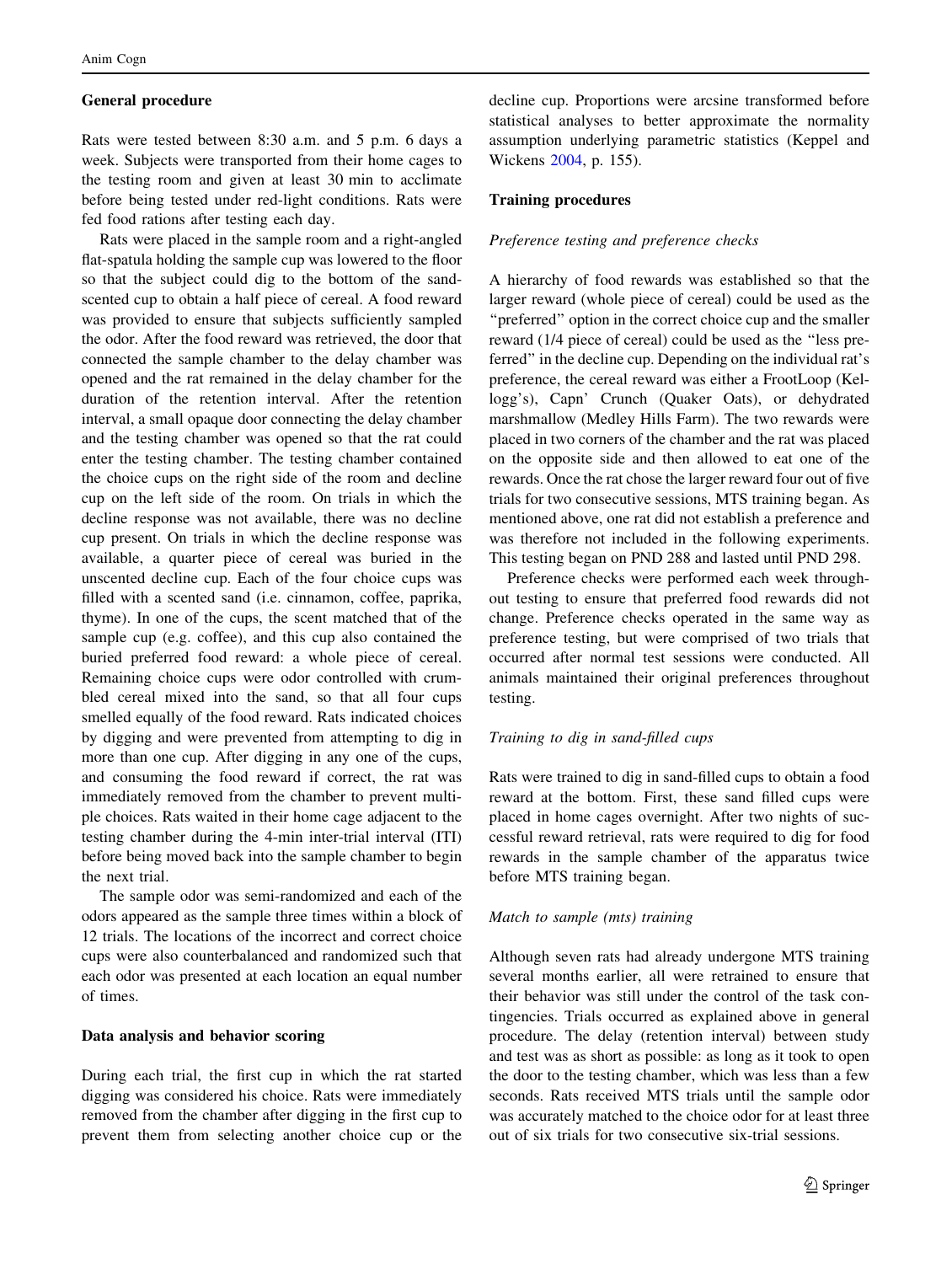### General procedure

Rats were tested between 8:30 a.m. and 5 p.m. 6 days a week. Subjects were transported from their home cages to the testing room and given at least 30 min to acclimate before being tested under red-light conditions. Rats were fed food rations after testing each day.

Rats were placed in the sample room and a right-angled flat-spatula holding the sample cup was lowered to the floor so that the subject could dig to the bottom of the sand-scented cup to obtain a half piece of cereal. A food reward was provided to ensure that subjects sufficiently sampled the odor. After the food reward was retrieved, the door that connected the sample chamber to the delay chamber was opened and the rat remained in the delay chamber for the duration of the retention interval. After the retention interval, a small opaque door connecting the delay chamber and the testing chamber was opened so that the rat could enter the testing chamber. The testing chamber contained the choice cups on the right side of the room and decline cup on the left side of the room. On trials in which the decline response was not available, there was no decline cup present. On trials in which the decline response was available, a quarter piece of cereal was buried in the unscented decline cup. Each of the four choice cups was filled with a scented sand (i.e. cinnamon, coffee, paprika, thyme). In one of the cups, the scent matched that of the sample cup (e.g. coffee), and this cup also contained the buried preferred food reward: a whole piece of cereal. Remaining choice cups were odor controlled with crumbled cereal mixed into the sand, so that all four cups smelled equally of the food reward. Rats indicated choices by digging and were prevented from attempting to dig in more than one cup. After digging in any one of the cups, and consuming the food reward if correct, the rat was immediately removed from the chamber to prevent multiple choices. Rats waited in their home cage adjacent to the testing chamber during the 4-min inter-trial interval (ITI) before being moved back into the sample chamber to begin the next trial.

The sample odor was semi-randomized and each of the odors appeared as the sample three times within a block of 12 trials. The locations of the incorrect and correct choice cups were also counterbalanced and randomized such that each odor was presented at each location an equal number of times.

### Data analysis and behavior scoring

During each trial, the first cup in which the rat started digging was considered his choice. Rats were immediately removed from the chamber after digging in the first cup to prevent them from selecting another choice cup or the decline cup. Proportions were arcsine transformed before statistical analyses to better approximate the normality assumption underlying parametric statistics (Keppel and Wickens 2004, p. 155).

### Training procedures

#### *Preference testing and preference checks*

A hierarchy of food rewards was established so that the larger reward (whole piece of cereal) could be used as the "preferred" option in the correct choice cup and the smaller reward (1/4 piece of cereal) could be used as the "less preferred" in the decline cup. Depending on the individual rat's preference, the cereal reward was either a FrootLoop (Kellogg's), Capn' Crunch (Quaker Oats), or dehydrated marshmallow (Medley Hills Farm). The two rewards were placed in two corners of the chamber and the rat was placed on the opposite side and then allowed to eat one of the rewards. Once the rat chose the larger reward four out of five trials for two consecutive sessions, MTS training began. As mentioned above, one rat did not establish a preference and was therefore not included in the following experiments. This testing began on PND 288 and lasted until PND 298.

Preference checks were performed each week throughout testing to ensure that preferred food rewards did not change. Preference checks operated in the same way as preference testing, but were comprised of two trials that occurred after normal test sessions were conducted. All animals maintained their original preferences throughout testing.

#### *Training to dig in sand-filled cups*

Rats were trained to dig in sand-filled cups to obtain a food reward at the bottom. First, these sand filled cups were placed in home cages overnight. After two nights of successful reward retrieval, rats were required to dig for food rewards in the sample chamber of the apparatus twice before MTS training began.

#### *Match to sample (mts) training*

Although seven rats had already undergone MTS training several months earlier, all were retrained to ensure that their behavior was still under the control of the task contingencies. Trials occurred as explained above in general procedure. The delay (retention interval) between study and test was as short as possible: as long as it took to open the door to the testing chamber, which was less than a few seconds. Rats received MTS trials until the sample odor was accurately matched to the choice odor for at least three out of six trials for two consecutive six-trial sessions.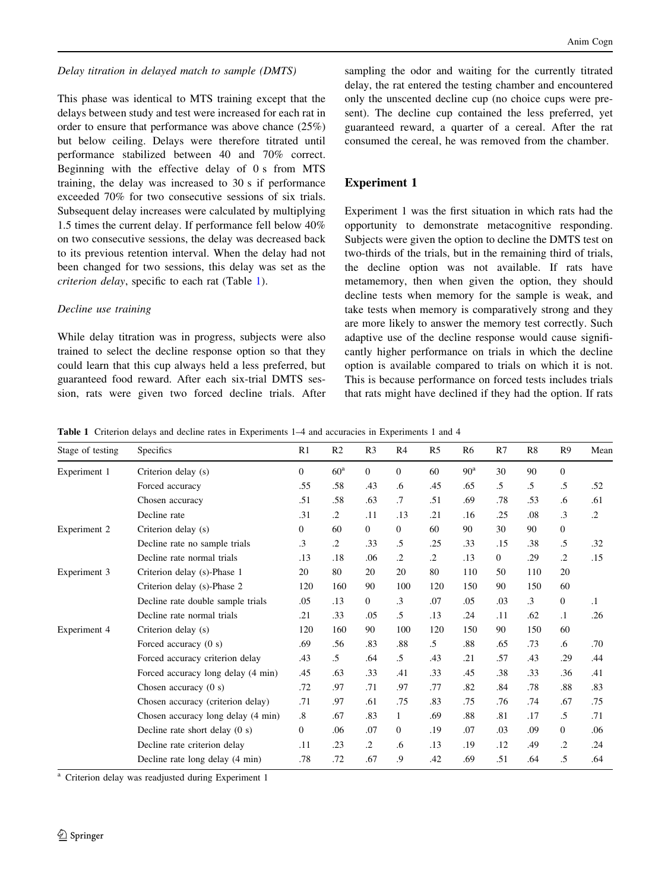*Delay titration in delayed match to sample (DMTS)*

This phase was identical to MTS training except that the delays between study and test were increased for each rat in order to ensure that performance was above chance (25%) but below ceiling. Delays were therefore titrated until performance stabilized between 40 and 70% correct. Beginning with the effective delay of 0 s from MTS training, the delay was increased to 30 s if performance exceeded 70% for two consecutive sessions of six trials. Subsequent delay increases were calculated by multiplying 1.5 times the current delay. If performance fell below 40% on two consecutive sessions, the delay was decreased back to its previous retention interval. When the delay had not been changed for two sessions, this delay was set as the *criterion delay*, specific to each rat (Table 1).

*Decline use training*

While delay titration was in progress, subjects were also trained to select the decline response option so that they could learn that this cup always held a less preferred, but guaranteed food reward. After each six-trial DMTS session, rats were given two forced decline trials. After sampling the odor and waiting for the currently titrated delay, the rat entered the testing chamber and encountered only the unscented decline cup (no choice cups were present). The decline cup contained the less preferred, yet guaranteed reward, a quarter of a cereal. After the rat consumed the cereal, he was removed from the chamber.

## Experiment 1

Experiment 1 was the first situation in which rats had the opportunity to demonstrate metacognitive responding. Subjects were given the option to decline the DMTS test on two-thirds of the trials, but in the remaining third of trials, the decline option was not available. If rats have metamemory, then when given the option, they should decline tests when memory for the sample is weak, and take tests when memory is comparatively strong and they are more likely to answer the memory test correctly. Such adaptive use of the decline response would cause significantly higher performance on trials in which the decline option is available compared to trials on which it is not. This is because performance on forced tests includes trials that rats might have declined if they had the option. If rats

**Table 1** Criterion delays and decline rates in Experiments 1–4 and accuracies in Experiments 1 and 4

| Stage of testing | Specifics | R1 | R2 | R3 | R4 | R5 | R6 | R7 | R8 | R9 | Mean |
|---|---|---|---|---|---|---|---|---|---|---|---|
| Experiment 1 | Criterion delay (s) | 0 | 60[a] | 0 | 0 | 60 | 90[a] | 30 | 90 | 0 | |
| | Forced accuracy | .55 | .58 | .43 | .6 | .45 | .65 | .5 | .5 | .5 | .52 |
| | Chosen accuracy | .51 | .58 | .63 | .7 | .51 | .69 | .78 | .53 | .6 | .61 |
| | Decline rate | .31 | .2 | .11 | .13 | .21 | .16 | .25 | .08 | .3 | .2 |
| Experiment 2 | Criterion delay (s) | 0 | 60 | 0 | 0 | 60 | 90 | 30 | 90 | 0 | |
| | Decline rate no sample trials | .3 | .2 | .33 | .5 | .25 | .33 | .15 | .38 | .5 | .32 |
| | Decline rate normal trials | .13 | .18 | .06 | .2 | .2 | .13 | 0 | .29 | .2 | .15 |
| Experiment 3 | Criterion delay (s)-Phase 1 | 20 | 80 | 20 | 20 | 80 | 110 | 50 | 110 | 20 | |
| | Criterion delay (s)-Phase 2 | 120 | 160 | 90 | 100 | 120 | 150 | 90 | 150 | 60 | |
| | Decline rate double sample trials | .05 | .13 | 0 | .3 | .07 | .05 | .03 | .3 | 0 | .1 |
| | Decline rate normal trials | .21 | .33 | .05 | .5 | .13 | .24 | .11 | .62 | .1 | .26 |
| Experiment 4 | Criterion delay (s) | 120 | 160 | 90 | 100 | 120 | 150 | 90 | 150 | 60 | |
| | Forced accuracy (0 s) | .69 | .56 | .83 | .88 | .5 | .88 | .65 | .73 | .6 | .70 |
| | Forced accuracy criterion delay | .43 | .5 | .64 | .5 | .43 | .21 | .57 | .43 | .29 | .44 |
| | Forced accuracy long delay (4 min) | .45 | .63 | .33 | .41 | .33 | .45 | .38 | .33 | .36 | .41 |
| | Chosen accuracy (0 s) | .72 | .97 | .71 | .97 | .77 | .82 | .84 | .78 | .88 | .83 |
| | Chosen accuracy (criterion delay) | .71 | .97 | .61 | .75 | .83 | .75 | .76 | .74 | .67 | .75 |
| | Chosen accuracy long delay (4 min) | .8 | .67 | .83 | 1 | .69 | .88 | .81 | .17 | .5 | .71 |
| | Decline rate short delay (0 s) | 0 | .06 | .07 | 0 | .19 | .07 | .03 | .09 | 0 | .06 |
| | Decline rate criterion delay | .11 | .23 | .2 | .6 | .13 | .19 | .12 | .49 | .2 | .24 |
| | Decline rate long delay (4 min) | .78 | .72 | .67 | .9 | .42 | .69 | .51 | .64 | .5 | .64 |

[a] Criterion delay was readjusted during Experiment 1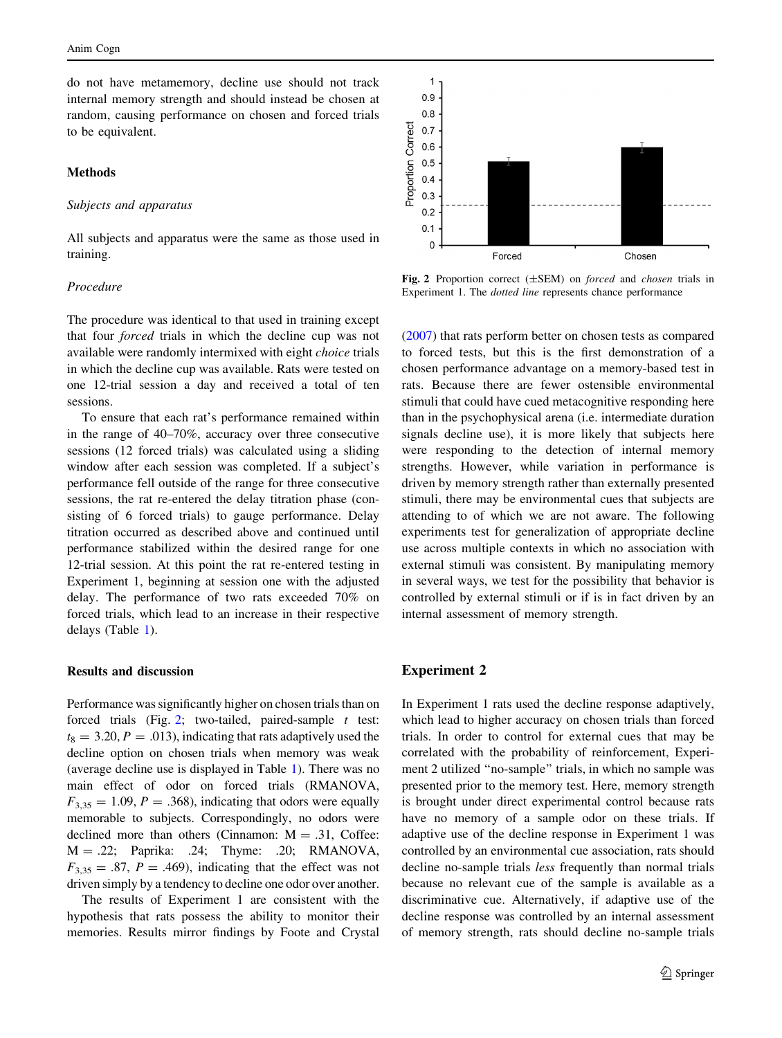do not have metamemory, decline use should not track internal memory strength and should instead be chosen at random, causing performance on chosen and forced trials to be equivalent.

## Methods

### *Subjects and apparatus*

All subjects and apparatus were the same as those used in training.

### *Procedure*

The procedure was identical to that used in training except that four *forced* trials in which the decline cup was not available were randomly intermixed with eight *choice* trials in which the decline cup was available. Rats were tested on one 12-trial session a day and received a total of ten sessions.

To ensure that each rat's performance remained within in the range of 40–70%, accuracy over three consecutive sessions (12 forced trials) was calculated using a sliding window after each session was completed. If a subject's performance fell outside of the range for three consecutive sessions, the rat re-entered the delay titration phase (consisting of 6 forced trials) to gauge performance. Delay titration occurred as described above and continued until performance stabilized within the desired range for one 12-trial session. At this point the rat re-entered testing in Experiment 1, beginning at session one with the adjusted delay. The performance of two rats exceeded 70% on forced trials, which lead to an increase in their respective delays (Table 1).

## Results and discussion

Performance was significantly higher on chosen trials than on forced trials (Fig. 2; two-tailed, paired-sample *t* test: $t_8 = 3.20$, $P = .013$), indicating that rats adaptively used the decline option on chosen trials when memory was weak (average decline use is displayed in Table 1). There was no main effect of odor on forced trials (RMANOVA, $F_{3,35} = 1.09$, $P = .368$), indicating that odors were equally memorable to subjects. Correspondingly, no odors were declined more than others (Cinnamon: M = .31, Coffee: M = .22; Paprika: .24; Thyme: .20; RMANOVA, $F_{3,35} = .87$, $P = .469$), indicating that the effect was not driven simply by a tendency to decline one odor over another.

The results of Experiment 1 are consistent with the hypothesis that rats possess the ability to monitor their memories. Results mirror findings by Foote and Crystal (2007) that rats perform better on chosen tests as compared to forced tests, but this is the first demonstration of a chosen performance advantage on a memory-based test in rats. Because there are fewer ostensible environmental stimuli that could have cued metacognitive responding here than in the psychophysical arena (i.e. intermediate duration signals decline use), it is more likely that subjects here were responding to the detection of internal memory strengths. However, while variation in performance is driven by memory strength rather than externally presented stimuli, there may be environmental cues that subjects are attending to of which we are not aware. The following experiments test for generalization of appropriate decline use across multiple contexts in which no association with external stimuli was consistent. By manipulating memory in several ways, we test for the possibility that behavior is controlled by external stimuli or if is in fact driven by an internal assessment of memory strength.

**Fig. 2** Proportion correct (±SEM) on *forced* and *chosen* trials in Experiment 1. The *dotted line* represents chance performance

# Experiment 2

In Experiment 1 rats used the decline response adaptively, which lead to higher accuracy on chosen trials than forced trials. In order to control for external cues that may be correlated with the probability of reinforcement, Experiment 2 utilized "no-sample" trials, in which no sample was presented prior to the memory test. Here, memory strength is brought under direct experimental control because rats have no memory of a sample odor on these trials. If adaptive use of the decline response in Experiment 1 was controlled by an environmental cue association, rats should decline no-sample trials *less* frequently than normal trials because no relevant cue of the sample is available as a discriminative cue. Alternatively, if adaptive use of the decline response was controlled by an internal assessment of memory strength, rats should decline no-sample trials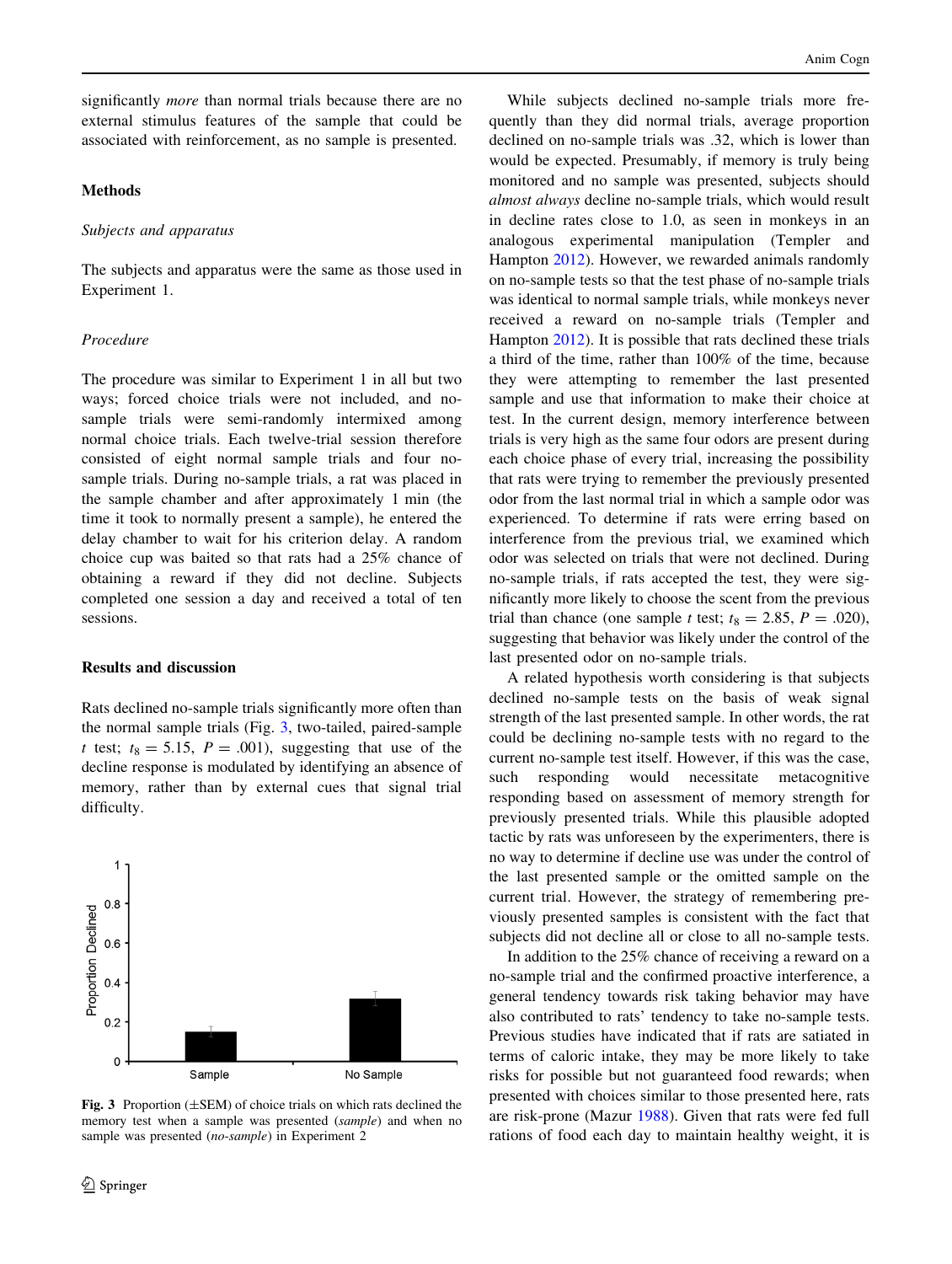significantly *more* than normal trials because there are no external stimulus features of the sample that could be associated with reinforcement, as no sample is presented.

## Methods

### *Subjects and apparatus*

The subjects and apparatus were the same as those used in Experiment 1.

### *Procedure*

The procedure was similar to Experiment 1 in all but two ways; forced choice trials were not included, and no-sample trials were semi-randomly intermixed among normal choice trials. Each twelve-trial session therefore consisted of eight normal sample trials and four no-sample trials. During no-sample trials, a rat was placed in the sample chamber and after approximately 1 min (the time it took to normally present a sample), he entered the delay chamber to wait for his criterion delay. A random choice cup was baited so that rats had a 25% chance of obtaining a reward if they did not decline. Subjects completed one session a day and received a total of ten sessions.

## Results and discussion

Rats declined no-sample trials significantly more often than the normal sample trials (Fig. 3, two-tailed, paired-sample $t$ test; $t_8 = 5.15$, $P = .001$), suggesting that use of the decline response is modulated by identifying an absence of memory, rather than by external cues that signal trial difficulty.

**Fig. 3** Proportion (±SEM) of choice trials on which rats declined the memory test when a sample was presented (*sample*) and when no sample was presented (*no-sample*) in Experiment 2

While subjects declined no-sample trials more frequently than they did normal trials, average proportion declined on no-sample trials was .32, which is lower than would be expected. Presumably, if memory is truly being monitored and no sample was presented, subjects should *almost always* decline no-sample trials, which would result in decline rates close to 1.0, as seen in monkeys in an analogous experimental manipulation (Templer and Hampton 2012). However, we rewarded animals randomly on no-sample tests so that the test phase of no-sample trials was identical to normal sample trials, while monkeys never received a reward on no-sample trials (Templer and Hampton 2012). It is possible that rats declined these trials a third of the time, rather than 100% of the time, because they were attempting to remember the last presented sample and use that information to make their choice at test. In the current design, memory interference between trials is very high as the same four odors are present during each choice phase of every trial, increasing the possibility that rats were trying to remember the previously presented odor from the last normal trial in which a sample odor was experienced. To determine if rats were erring based on interference from the previous trial, we examined which odor was selected on trials that were not declined. During no-sample trials, if rats accepted the test, they were significantly more likely to choose the scent from the previous trial than chance (one sample $t$ test; $t_8 = 2.85$, $P = .020$), suggesting that behavior was likely under the control of the last presented odor on no-sample trials.

A related hypothesis worth considering is that subjects declined no-sample tests on the basis of weak signal strength of the last presented sample. In other words, the rat could be declining no-sample tests with no regard to the current no-sample test itself. However, if this was the case, such responding would necessitate metacognitive responding based on assessment of memory strength for previously presented trials. While this plausible adopted tactic by rats was unforeseen by the experimenters, there is no way to determine if decline use was under the control of the last presented sample or the omitted sample on the current trial. However, the strategy of remembering previously presented samples is consistent with the fact that subjects did not decline all or close to all no-sample tests.

In addition to the 25% chance of receiving a reward on a no-sample trial and the confirmed proactive interference, a general tendency towards risk taking behavior may have also contributed to rats' tendency to take no-sample tests. Previous studies have indicated that if rats are satiated in terms of caloric intake, they may be more likely to take risks for possible but not guaranteed food rewards; when presented with choices similar to those presented here, rats are risk-prone (Mazur 1988). Given that rats were fed full rations of food each day to maintain healthy weight, it is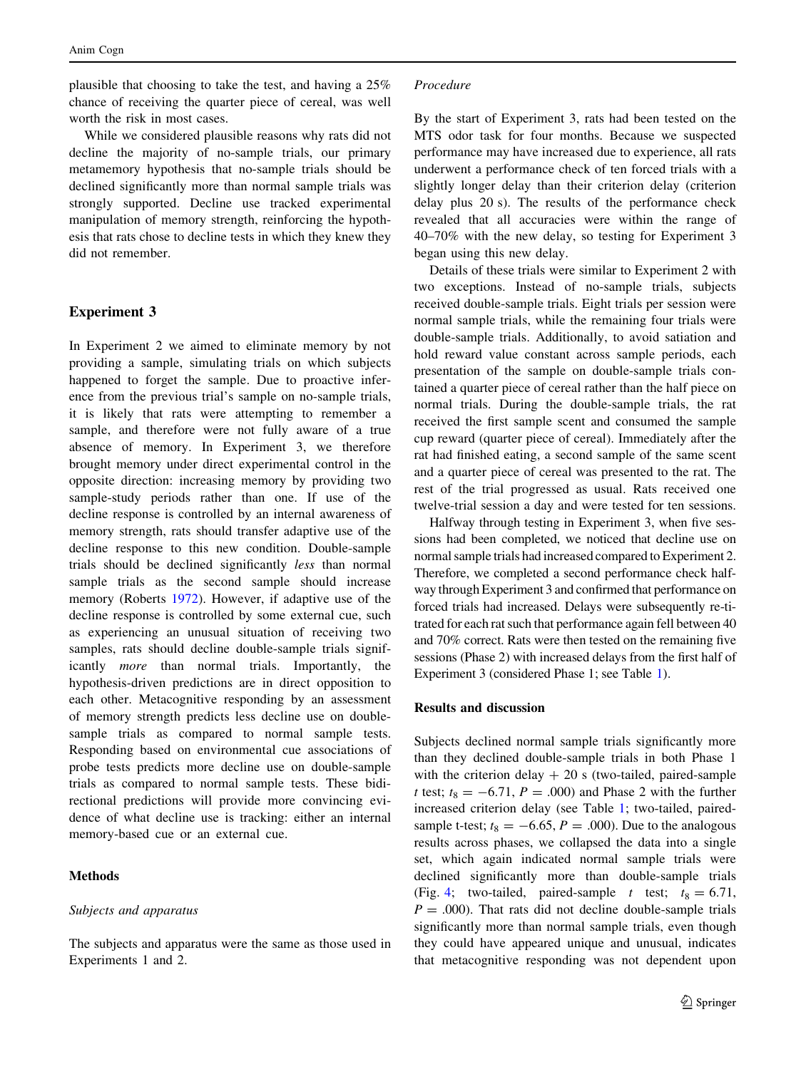plausible that choosing to take the test, and having a 25% chance of receiving the quarter piece of cereal, was well worth the risk in most cases.

While we considered plausible reasons why rats did not decline the majority of no-sample trials, our primary metamemory hypothesis that no-sample trials should be declined significantly more than normal sample trials was strongly supported. Decline use tracked experimental manipulation of memory strength, reinforcing the hypothesis that rats chose to decline tests in which they knew they did not remember.

## Experiment 3

In Experiment 2 we aimed to eliminate memory by not providing a sample, simulating trials on which subjects happened to forget the sample. Due to proactive inference from the previous trial's sample on no-sample trials, it is likely that rats were attempting to remember a sample, and therefore were not fully aware of a true absence of memory. In Experiment 3, we therefore brought memory under direct experimental control in the opposite direction: increasing memory by providing two sample-study periods rather than one. If use of the decline response is controlled by an internal awareness of memory strength, rats should transfer adaptive use of the decline response to this new condition. Double-sample trials should be declined significantly *less* than normal sample trials as the second sample should increase memory (Roberts 1972). However, if adaptive use of the decline response is controlled by some external cue, such as experiencing an unusual situation of receiving two samples, rats should decline double-sample trials significantly *more* than normal trials. Importantly, the hypothesis-driven predictions are in direct opposition to each other. Metacognitive responding by an assessment of memory strength predicts less decline use on double-sample trials as compared to normal sample tests. Responding based on environmental cue associations of probe tests predicts more decline use on double-sample trials as compared to normal sample tests. These bidirectional predictions will provide more convincing evidence of what decline use is tracking: either an internal memory-based cue or an external cue.

### Methods

#### *Subjects and apparatus*

The subjects and apparatus were the same as those used in Experiments 1 and 2.

#### *Procedure*

By the start of Experiment 3, rats had been tested on the MTS odor task for four months. Because we suspected performance may have increased due to experience, all rats underwent a performance check of ten forced trials with a slightly longer delay than their criterion delay (criterion delay plus 20 s). The results of the performance check revealed that all accuracies were within the range of 40–70% with the new delay, so testing for Experiment 3 began using this new delay.

Details of these trials were similar to Experiment 2 with two exceptions. Instead of no-sample trials, subjects received double-sample trials. Eight trials per session were normal sample trials, while the remaining four trials were double-sample trials. Additionally, to avoid satiation and hold reward value constant across sample periods, each presentation of the sample on double-sample trials contained a quarter piece of cereal rather than the half piece on normal trials. During the double-sample trials, the rat received the first sample scent and consumed the sample cup reward (quarter piece of cereal). Immediately after the rat had finished eating, a second sample of the same scent and a quarter piece of cereal was presented to the rat. The rest of the trial progressed as usual. Rats received one twelve-trial session a day and were tested for ten sessions.

Halfway through testing in Experiment 3, when five sessions had been completed, we noticed that decline use on normal sample trials had increased compared to Experiment 2. Therefore, we completed a second performance check halfway through Experiment 3 and confirmed that performance on forced trials had increased. Delays were subsequently re-titrated for each rat such that performance again fell between 40 and 70% correct. Rats were then tested on the remaining five sessions (Phase 2) with increased delays from the first half of Experiment 3 (considered Phase 1; see Table 1).

### Results and discussion

Subjects declined normal sample trials significantly more than they declined double-sample trials in both Phase 1 with the criterion delay + 20 s (two-tailed, paired-sample *t* test; $t_8 = -6.71$, $P = .000$) and Phase 2 with the further increased criterion delay (see Table 1; two-tailed, paired-sample t-test; $t_8 = -6.65$, $P = .000$). Due to the analogous results across phases, we collapsed the data into a single set, which again indicated normal sample trials were declined significantly more than double-sample trials (Fig. 4; two-tailed, paired-sample *t* test; $t_8 = 6.71$, $P = .000$). That rats did not decline double-sample trials significantly more than normal sample trials, even though they could have appeared unique and unusual, indicates that metacognitive responding was not dependent upon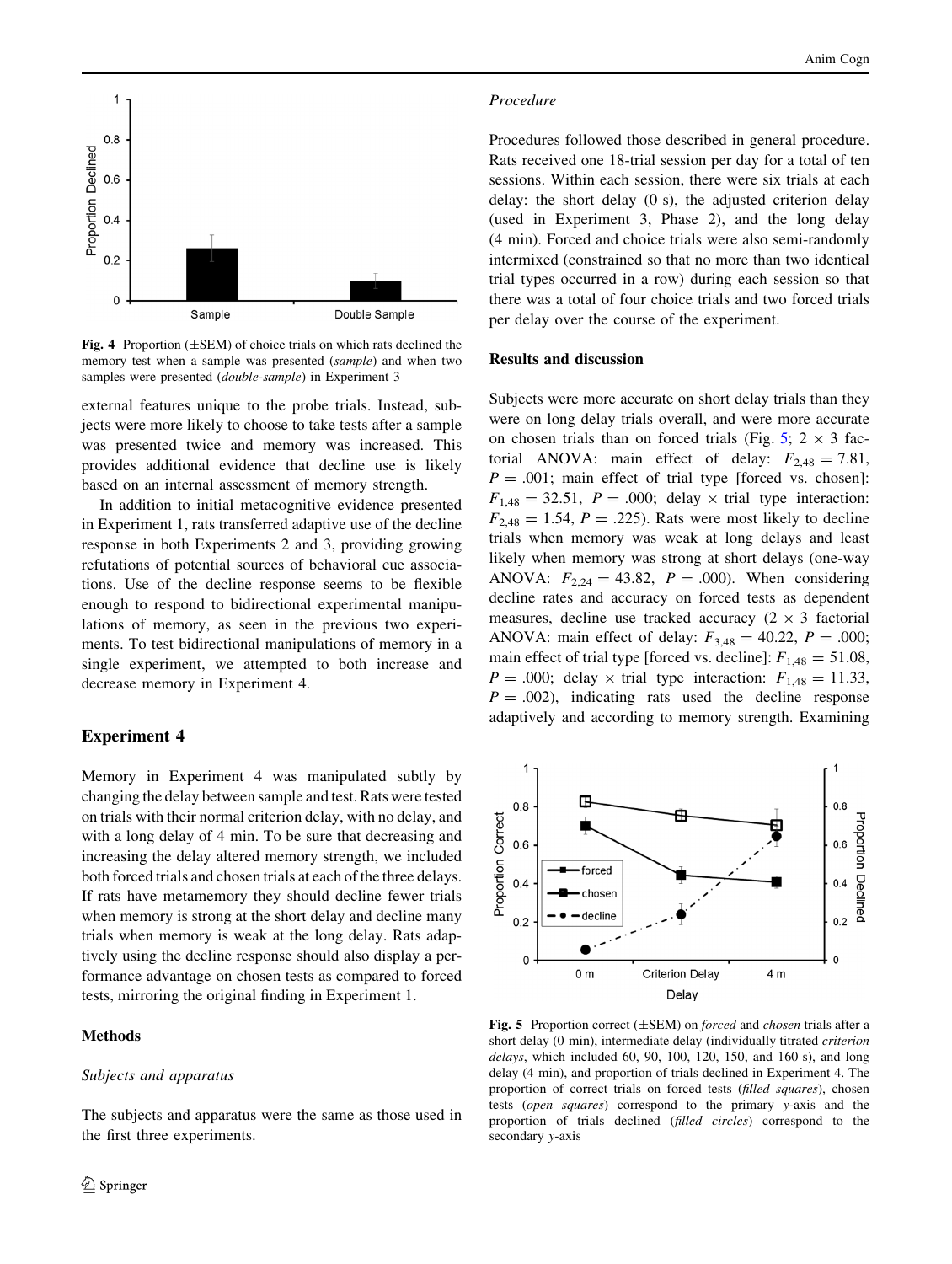Fig. 4 Proportion (±SEM) of choice trials on which rats declined the memory test when a sample was presented (*sample*) and when two samples were presented (*double-sample*) in Experiment 3

external features unique to the probe trials. Instead, subjects were more likely to choose to take tests after a sample was presented twice and memory was increased. This provides additional evidence that decline use is likely based on an internal assessment of memory strength.

In addition to initial metacognitive evidence presented in Experiment 1, rats transferred adaptive use of the decline response in both Experiments 2 and 3, providing growing refutations of potential sources of behavioral cue associations. Use of the decline response seems to be flexible enough to respond to bidirectional experimental manipulations of memory, as seen in the previous two experiments. To test bidirectional manipulations of memory in a single experiment, we attempted to both increase and decrease memory in Experiment 4.

## Experiment 4

Memory in Experiment 4 was manipulated subtly by changing the delay between sample and test. Rats were tested on trials with their normal criterion delay, with no delay, and with a long delay of 4 min. To be sure that decreasing and increasing the delay altered memory strength, we included both forced trials and chosen trials at each of the three delays. If rats have metamemory they should decline fewer trials when memory is strong at the short delay and decline many trials when memory is weak at the long delay. Rats adaptively using the decline response should also display a performance advantage on chosen tests as compared to forced tests, mirroring the original finding in Experiment 1.

### Methods

*Subjects and apparatus*

The subjects and apparatus were the same as those used in the first three experiments.

*Procedure*

Procedures followed those described in general procedure. Rats received one 18-trial session per day for a total of ten sessions. Within each session, there were six trials at each delay: the short delay (0 s), the adjusted criterion delay (used in Experiment 3, Phase 2), and the long delay (4 min). Forced and choice trials were also semi-randomly intermixed (constrained so that no more than two identical trial types occurred in a row) during each session so that there was a total of four choice trials and two forced trials per delay over the course of the experiment.

### Results and discussion

Subjects were more accurate on short delay trials than they were on long delay trials overall, and were more accurate on chosen trials than on forced trials (Fig. 5; 2 × 3 factorial ANOVA: main effect of delay: $F_{2,48} = 7.81$, $P = .001$; main effect of trial type [forced vs. chosen]: $F_{1,48} = 32.51$, $P = .000$; delay × trial type interaction: $F_{2,48} = 1.54$, $P = .225$). Rats were most likely to decline trials when memory was weak at long delays and least likely when memory was strong at short delays (one-way ANOVA: $F_{2,24} = 43.82$, $P = .000$). When considering decline rates and accuracy on forced tests as dependent measures, decline use tracked accuracy (2 × 3 factorial ANOVA: main effect of delay: $F_{3,48} = 40.22$, $P = .000$; main effect of trial type [forced vs. decline]: $F_{1,48} = 51.08$, $P = .000$; delay × trial type interaction: $F_{1,48} = 11.33$, $P = .002$), indicating rats used the decline response adaptively and according to memory strength. Examining

Fig. 5 Proportion correct (±SEM) on *forced* and *chosen* trials after a short delay (0 min), intermediate delay (individually titrated *criterion delays*, which included 60, 90, 100, 120, 150, and 160 s), and long delay (4 min), and proportion of trials declined in Experiment 4. The proportion of correct trials on forced tests (*filled squares*), chosen tests (*open squares*) correspond to the primary *y*-axis and the proportion of trials declined (*filled circles*) correspond to the secondary *y*-axis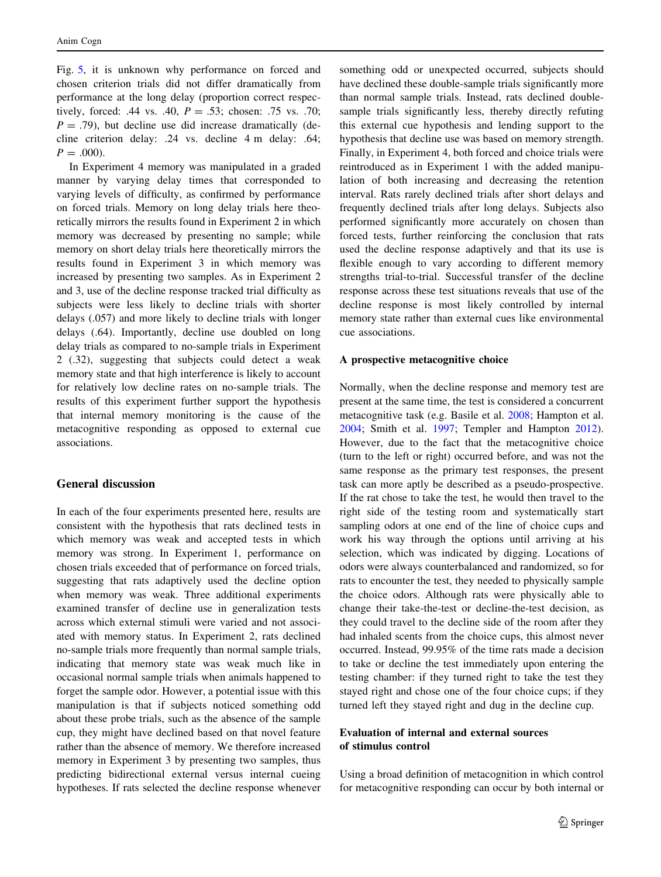Fig. 5, it is unknown why performance on forced and chosen criterion trials did not differ dramatically from performance at the long delay (proportion correct respectively, forced: .44 vs. .40, $P = .53$; chosen: .75 vs. .70; $P = .79$), but decline use did increase dramatically (decline criterion delay: .24 vs. decline 4 m delay: .64; $P = .000$).

In Experiment 4 memory was manipulated in a graded manner by varying delay times that corresponded to varying levels of difficulty, as confirmed by performance on forced trials. Memory on long delay trials here theoretically mirrors the results found in Experiment 2 in which memory was decreased by presenting no sample; while memory on short delay trials here theoretically mirrors the results found in Experiment 3 in which memory was increased by presenting two samples. As in Experiment 2 and 3, use of the decline response tracked trial difficulty as subjects were less likely to decline trials with shorter delays (.057) and more likely to decline trials with longer delays (.64). Importantly, decline use doubled on long delay trials as compared to no-sample trials in Experiment 2 (.32), suggesting that subjects could detect a weak memory state and that high interference is likely to account for relatively low decline rates on no-sample trials. The results of this experiment further support the hypothesis that internal memory monitoring is the cause of the metacognitive responding as opposed to external cue associations.

## General discussion

In each of the four experiments presented here, results are consistent with the hypothesis that rats declined tests in which memory was weak and accepted tests in which memory was strong. In Experiment 1, performance on chosen trials exceeded that of performance on forced trials, suggesting that rats adaptively used the decline option when memory was weak. Three additional experiments examined transfer of decline use in generalization tests across which external stimuli were varied and not associated with memory status. In Experiment 2, rats declined no-sample trials more frequently than normal sample trials, indicating that memory state was weak much like in occasional normal sample trials when animals happened to forget the sample odor. However, a potential issue with this manipulation is that if subjects noticed something odd about these probe trials, such as the absence of the sample cup, they might have declined based on that novel feature rather than the absence of memory. We therefore increased memory in Experiment 3 by presenting two samples, thus predicting bidirectional external versus internal cueing hypotheses. If rats selected the decline response whenever something odd or unexpected occurred, subjects should have declined these double-sample trials significantly more than normal sample trials. Instead, rats declined double-sample trials significantly less, thereby directly refuting this external cue hypothesis and lending support to the hypothesis that decline use was based on memory strength. Finally, in Experiment 4, both forced and choice trials were reintroduced as in Experiment 1 with the added manipulation of both increasing and decreasing the retention interval. Rats rarely declined trials after short delays and frequently declined trials after long delays. Subjects also performed significantly more accurately on chosen than forced tests, further reinforcing the conclusion that rats used the decline response adaptively and that its use is flexible enough to vary according to different memory strengths trial-to-trial. Successful transfer of the decline response across these test situations reveals that use of the decline response is most likely controlled by internal memory state rather than external cues like environmental cue associations.

### A prospective metacognitive choice

Normally, when the decline response and memory test are present at the same time, the test is considered a concurrent metacognitive task (e.g. Basile et al. 2008; Hampton et al. 2004; Smith et al. 1997; Templer and Hampton 2012). However, due to the fact that the metacognitive choice (turn to the left or right) occurred before, and was not the same response as the primary test responses, the present task can more aptly be described as a pseudo-prospective. If the rat chose to take the test, he would then travel to the right side of the testing room and systematically start sampling odors at one end of the line of choice cups and work his way through the options until arriving at his selection, which was indicated by digging. Locations of odors were always counterbalanced and randomized, so for rats to encounter the test, they needed to physically sample the choice odors. Although rats were physically able to change their take-the-test or decline-the-test decision, as they could travel to the decline side of the room after they had inhaled scents from the choice cups, this almost never occurred. Instead, 99.95% of the time rats made a decision to take or decline the test immediately upon entering the testing chamber: if they turned right to take the test they stayed right and chose one of the four choice cups; if they turned left they stayed right and dug in the decline cup.

### Evaluation of internal and external sources of stimulus control

Using a broad definition of metacognition in which control for metacognitive responding can occur by both internal or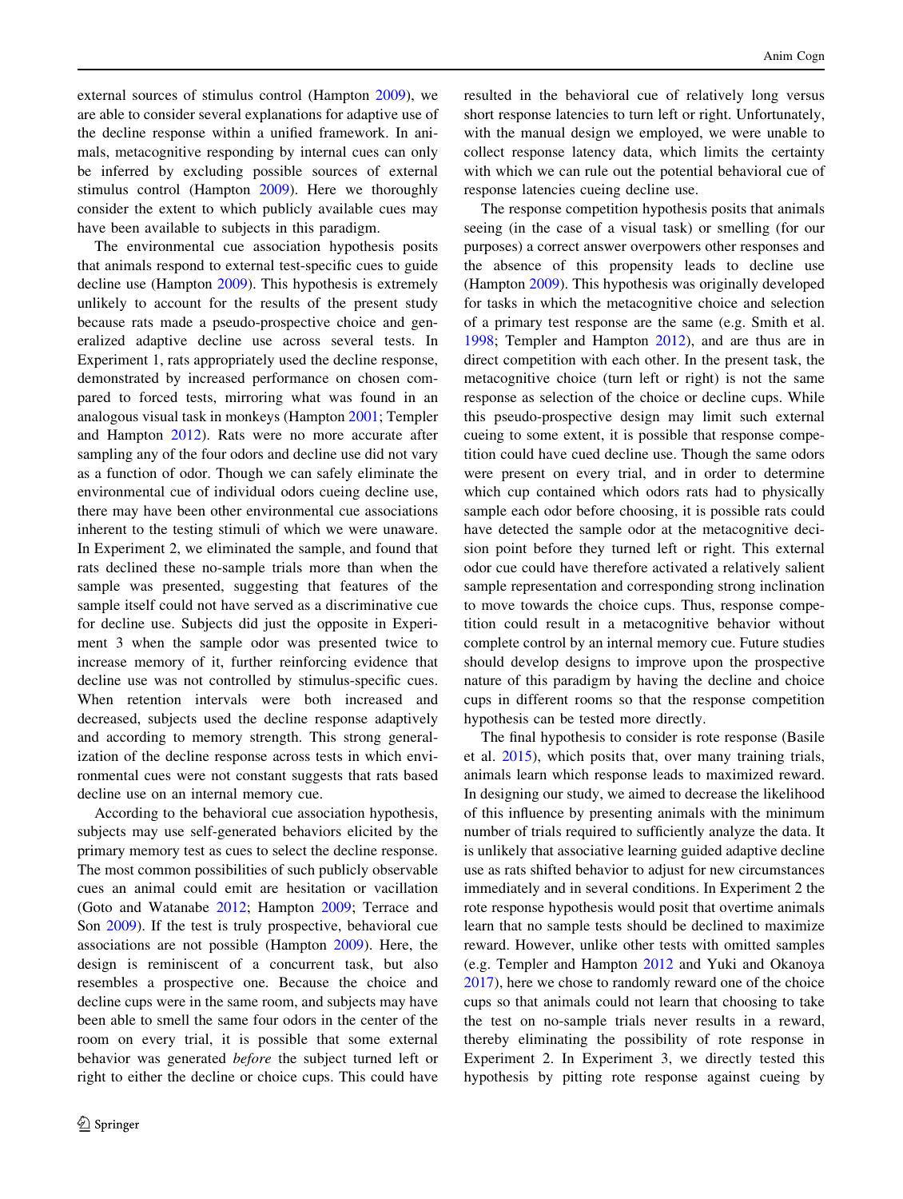external sources of stimulus control (Hampton 2009), we are able to consider several explanations for adaptive use of the decline response within a unified framework. In animals, metacognitive responding by internal cues can only be inferred by excluding possible sources of external stimulus control (Hampton 2009). Here we thoroughly consider the extent to which publicly available cues may have been available to subjects in this paradigm.

The environmental cue association hypothesis posits that animals respond to external test-specific cues to guide decline use (Hampton 2009). This hypothesis is extremely unlikely to account for the results of the present study because rats made a pseudo-prospective choice and generalized adaptive decline use across several tests. In Experiment 1, rats appropriately used the decline response, demonstrated by increased performance on chosen compared to forced tests, mirroring what was found in an analogous visual task in monkeys (Hampton 2001; Templer and Hampton 2012). Rats were no more accurate after sampling any of the four odors and decline use did not vary as a function of odor. Though we can safely eliminate the environmental cue of individual odors cueing decline use, there may have been other environmental cue associations inherent to the testing stimuli of which we were unaware. In Experiment 2, we eliminated the sample, and found that rats declined these no-sample trials more than when the sample was presented, suggesting that features of the sample itself could not have served as a discriminative cue for decline use. Subjects did just the opposite in Experiment 3 when the sample odor was presented twice to increase memory of it, further reinforcing evidence that decline use was not controlled by stimulus-specific cues. When retention intervals were both increased and decreased, subjects used the decline response adaptively and according to memory strength. This strong generalization of the decline response across tests in which environmental cues were not constant suggests that rats based decline use on an internal memory cue.

According to the behavioral cue association hypothesis, subjects may use self-generated behaviors elicited by the primary memory test as cues to select the decline response. The most common possibilities of such publicly observable cues an animal could emit are hesitation or vacillation (Goto and Watanabe 2012; Hampton 2009; Terrace and Son 2009). If the test is truly prospective, behavioral cue associations are not possible (Hampton 2009). Here, the design is reminiscent of a concurrent task, but also resembles a prospective one. Because the choice and decline cups were in the same room, and subjects may have been able to smell the same four odors in the center of the room on every trial, it is possible that some external behavior was generated *before* the subject turned left or right to either the decline or choice cups. This could have resulted in the behavioral cue of relatively long versus short response latencies to turn left or right. Unfortunately, with the manual design we employed, we were unable to collect response latency data, which limits the certainty with which we can rule out the potential behavioral cue of response latencies cueing decline use.

The response competition hypothesis posits that animals seeing (in the case of a visual task) or smelling (for our purposes) a correct answer overpowers other responses and the absence of this propensity leads to decline use (Hampton 2009). This hypothesis was originally developed for tasks in which the metacognitive choice and selection of a primary test response are the same (e.g. Smith et al. 1998; Templer and Hampton 2012), and are thus are in direct competition with each other. In the present task, the metacognitive choice (turn left or right) is not the same response as selection of the choice or decline cups. While this pseudo-prospective design may limit such external cueing to some extent, it is possible that response competition could have cued decline use. Though the same odors were present on every trial, and in order to determine which cup contained which odors rats had to physically sample each odor before choosing, it is possible rats could have detected the sample odor at the metacognitive decision point before they turned left or right. This external odor cue could have therefore activated a relatively salient sample representation and corresponding strong inclination to move towards the choice cups. Thus, response competition could result in a metacognitive behavior without complete control by an internal memory cue. Future studies should develop designs to improve upon the prospective nature of this paradigm by having the decline and choice cups in different rooms so that the response competition hypothesis can be tested more directly.

The final hypothesis to consider is rote response (Basile et al. 2015), which posits that, over many training trials, animals learn which response leads to maximized reward. In designing our study, we aimed to decrease the likelihood of this influence by presenting animals with the minimum number of trials required to sufficiently analyze the data. It is unlikely that associative learning guided adaptive decline use as rats shifted behavior to adjust for new circumstances immediately and in several conditions. In Experiment 2 the rote response hypothesis would posit that overtime animals learn that no sample tests should be declined to maximize reward. However, unlike other tests with omitted samples (e.g. Templer and Hampton 2012 and Yuki and Okanoya 2017), here we chose to randomly reward one of the choice cups so that animals could not learn that choosing to take the test on no-sample trials never results in a reward, thereby eliminating the possibility of rote response in Experiment 2. In Experiment 3, we directly tested this hypothesis by pitting rote response against cueing by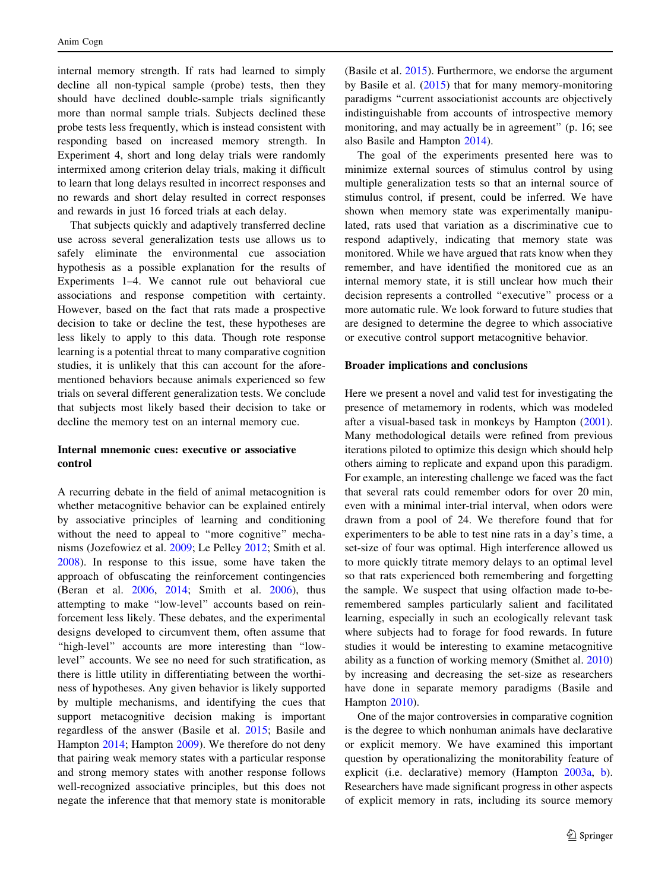internal memory strength. If rats had learned to simply decline all non-typical sample (probe) tests, then they should have declined double-sample trials significantly more than normal sample trials. Subjects declined these probe tests less frequently, which is instead consistent with responding based on increased memory strength. In Experiment 4, short and long delay trials were randomly intermixed among criterion delay trials, making it difficult to learn that long delays resulted in incorrect responses and no rewards and short delay resulted in correct responses and rewards in just 16 forced trials at each delay.

That subjects quickly and adaptively transferred decline use across several generalization tests use allows us to safely eliminate the environmental cue association hypothesis as a possible explanation for the results of Experiments 1–4. We cannot rule out behavioral cue associations and response competition with certainty. However, based on the fact that rats made a prospective decision to take or decline the test, these hypotheses are less likely to apply to this data. Though rote response learning is a potential threat to many comparative cognition studies, it is unlikely that this can account for the aforementioned behaviors because animals experienced so few trials on several different generalization tests. We conclude that subjects most likely based their decision to take or decline the memory test on an internal memory cue.

### Internal mnemonic cues: executive or associative control

A recurring debate in the field of animal metacognition is whether metacognitive behavior can be explained entirely by associative principles of learning and conditioning without the need to appeal to "more cognitive" mechanisms (Jozefowiez et al. 2009; Le Pelley 2012; Smith et al. 2008). In response to this issue, some have taken the approach of obfuscating the reinforcement contingencies (Beran et al. 2006, 2014; Smith et al. 2006), thus attempting to make "low-level" accounts based on reinforcement less likely. These debates, and the experimental designs developed to circumvent them, often assume that "high-level" accounts are more interesting than "low-level" accounts. We see no need for such stratification, as there is little utility in differentiating between the worthiness of hypotheses. Any given behavior is likely supported by multiple mechanisms, and identifying the cues that support metacognitive decision making is important regardless of the answer (Basile et al. 2015; Basile and Hampton 2014; Hampton 2009). We therefore do not deny that pairing weak memory states with a particular response and strong memory states with another response follows well-recognized associative principles, but this does not negate the inference that that memory state is monitorable (Basile et al. 2015). Furthermore, we endorse the argument by Basile et al. (2015) that for many memory-monitoring paradigms "current associationist accounts are objectively indistinguishable from accounts of introspective memory monitoring, and may actually be in agreement" (p. 16; see also Basile and Hampton 2014).

The goal of the experiments presented here was to minimize external sources of stimulus control by using multiple generalization tests so that an internal source of stimulus control, if present, could be inferred. We have shown when memory state was experimentally manipulated, rats used that variation as a discriminative cue to respond adaptively, indicating that memory state was monitored. While we have argued that rats know when they remember, and have identified the monitored cue as an internal memory state, it is still unclear how much their decision represents a controlled "executive" process or a more automatic rule. We look forward to future studies that are designed to determine the degree to which associative or executive control support metacognitive behavior.

### Broader implications and conclusions

Here we present a novel and valid test for investigating the presence of metamemory in rodents, which was modeled after a visual-based task in monkeys by Hampton (2001). Many methodological details were refined from previous iterations piloted to optimize this design which should help others aiming to replicate and expand upon this paradigm. For example, an interesting challenge we faced was the fact that several rats could remember odors for over 20 min, even with a minimal inter-trial interval, when odors were drawn from a pool of 24. We therefore found that for experimenters to be able to test nine rats in a day's time, a set-size of four was optimal. High interference allowed us to more quickly titrate memory delays to an optimal level so that rats experienced both remembering and forgetting the sample. We suspect that using olfaction made to-be-remembered samples particularly salient and facilitated learning, especially in such an ecologically relevant task where subjects had to forage for food rewards. In future studies it would be interesting to examine metacognitive ability as a function of working memory (Smithet al. 2010) by increasing and decreasing the set-size as researchers have done in separate memory paradigms (Basile and Hampton 2010).

One of the major controversies in comparative cognition is the degree to which nonhuman animals have declarative or explicit memory. We have examined this important question by operationalizing the monitorability feature of explicit (i.e. declarative) memory (Hampton 2003a, b). Researchers have made significant progress in other aspects of explicit memory in rats, including its source memory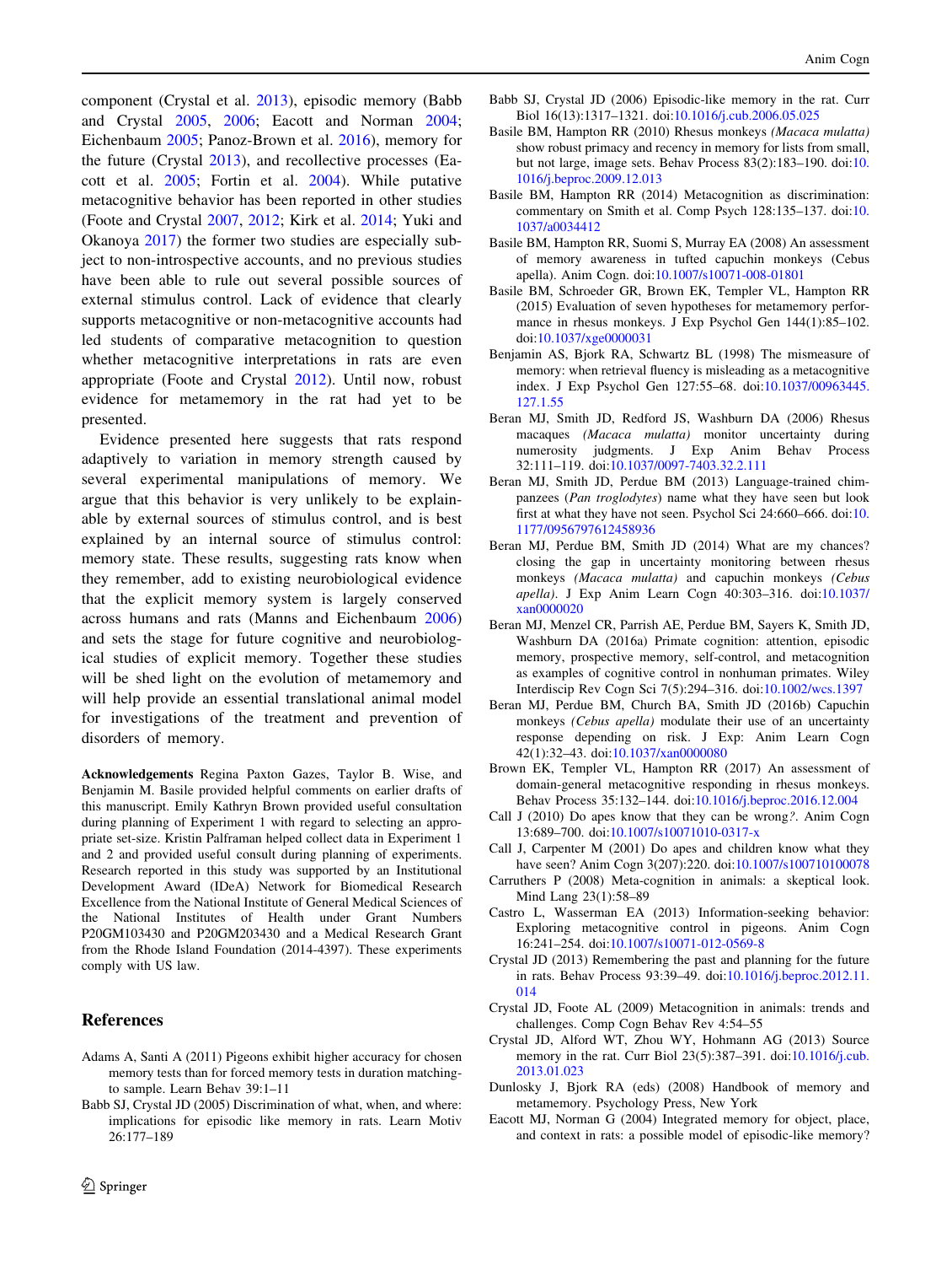component (Crystal et al. 2013), episodic memory (Babb and Crystal 2005, 2006; Eacott and Norman 2004; Eichenbaum 2005; Panoz-Brown et al. 2016), memory for the future (Crystal 2013), and recollective processes (Eacott et al. 2005; Fortin et al. 2004). While putative metacognitive behavior has been reported in other studies (Foote and Crystal 2007, 2012; Kirk et al. 2014; Yuki and Okanoya 2017) the former two studies are especially subject to non-introspective accounts, and no previous studies have been able to rule out several possible sources of external stimulus control. Lack of evidence that clearly supports metacognitive or non-metacognitive accounts had led students of comparative metacognition to question whether metacognitive interpretations in rats are even appropriate (Foote and Crystal 2012). Until now, robust evidence for metamemory in the rat had yet to be presented.

Evidence presented here suggests that rats respond adaptively to variation in memory strength caused by several experimental manipulations of memory. We argue that this behavior is very unlikely to be explainable by external sources of stimulus control, and is best explained by an internal source of stimulus control: memory state. These results, suggesting rats know when they remember, add to existing neurobiological evidence that the explicit memory system is largely conserved across humans and rats (Manns and Eichenbaum 2006) and sets the stage for future cognitive and neurobiological studies of explicit memory. Together these studies will be shed light on the evolution of metamemory and will help provide an essential translational animal model for investigations of the treatment and prevention of disorders of memory.

**Acknowledgements** Regina Paxton Gazes, Taylor B. Wise, and Benjamin M. Basile provided helpful comments on earlier drafts of this manuscript. Emily Kathryn Brown provided useful consultation during planning of Experiment 1 with regard to selecting an appropriate set-size. Kristin Palframan helped collect data in Experiment 1 and 2 and provided useful consult during planning of experiments. Research reported in this study was supported by an Institutional Development Award (IDeA) Network for Biomedical Research Excellence from the National Institute of General Medical Sciences of the National Institutes of Health under Grant Numbers P20GM103430 and P20GM203430 and a Medical Research Grant from the Rhode Island Foundation (2014-4397). These experiments comply with US law.

## References

Adams A, Santi A (2011) Pigeons exhibit higher accuracy for chosen memory tests than for forced memory tests in duration matching-to sample. Learn Behav 39:1–11

Babb SJ, Crystal JD (2005) Discrimination of what, when, and where: implications for episodic like memory in rats. Learn Motiv 26:177–189

Babb SJ, Crystal JD (2006) Episodic-like memory in the rat. Curr Biol 16(13):1317–1321. doi:10.1016/j.cub.2006.05.025

Basile BM, Hampton RR (2010) Rhesus monkeys *(Macaca mulatta)* show robust primacy and recency in memory for lists from small, but not large, image sets. Behav Process 83(2):183–190. doi:10.1016/j.beproc.2009.12.013

Basile BM, Hampton RR (2014) Metacognition as discrimination: commentary on Smith et al. Comp Psych 128:135–137. doi:10.1037/a0034412

Basile BM, Hampton RR, Suomi S, Murray EA (2008) An assessment of memory awareness in tufted capuchin monkeys (Cebus apella). Anim Cogn. doi:10.1007/s10071-008-01801

Basile BM, Schroeder GR, Brown EK, Templer VL, Hampton RR (2015) Evaluation of seven hypotheses for metamemory performance in rhesus monkeys. J Exp Psychol Gen 144(1):85–102. doi:10.1037/xge0000031

Benjamin AS, Bjork RA, Schwartz BL (1998) The mismeasure of memory: when retrieval fluency is misleading as a metacognitive index. J Exp Psychol Gen 127:55–68. doi:10.1037/00963445.127.1.55

Beran MJ, Smith JD, Redford JS, Washburn DA (2006) Rhesus macaques *(Macaca mulatta)* monitor uncertainty during numerosity judgments. J Exp Anim Behav Process 32:111–119. doi:10.1037/0097-7403.32.2.111

Beran MJ, Smith JD, Perdue BM (2013) Language-trained chimpanzees (*Pan troglodytes*) name what they have seen but look first at what they have not seen. Psychol Sci 24:660–666. doi:10.1177/0956797612458936

Beran MJ, Perdue BM, Smith JD (2014) What are my chances? closing the gap in uncertainty monitoring between rhesus monkeys *(Macaca mulatta)* and capuchin monkeys *(Cebus apella)*. J Exp Anim Learn Cogn 40:303–316. doi:10.1037/xan0000020

Beran MJ, Menzel CR, Parrish AE, Perdue BM, Sayers K, Smith JD, Washburn DA (2016a) Primate cognition: attention, episodic memory, prospective memory, self-control, and metacognition as examples of cognitive control in nonhuman primates. Wiley Interdiscip Rev Cogn Sci 7(5):294–316. doi:10.1002/wcs.1397

Beran MJ, Perdue BM, Church BA, Smith JD (2016b) Capuchin monkeys *(Cebus apella)* modulate their use of an uncertainty response depending on risk. J Exp: Anim Learn Cogn 42(1):32–43. doi:10.1037/xan0000080

Brown EK, Templer VL, Hampton RR (2017) An assessment of domain-general metacognitive responding in rhesus monkeys. Behav Process 35:132–144. doi:10.1016/j.beproc.2016.12.004

Call J (2010) Do apes know that they can be wrong*?*. Anim Cogn 13:689–700. doi:10.1007/s10071010-0317-x

Call J, Carpenter M (2001) Do apes and children know what they have seen? Anim Cogn 3(207):220. doi:10.1007/s100710100078

Carruthers P (2008) Meta-cognition in animals: a skeptical look. Mind Lang 23(1):58–89

Castro L, Wasserman EA (2013) Information-seeking behavior: Exploring metacognitive control in pigeons. Anim Cogn 16:241–254. doi:10.1007/s10071-012-0569-8

Crystal JD (2013) Remembering the past and planning for the future in rats. Behav Process 93:39–49. doi:10.1016/j.beproc.2012.11.014

Crystal JD, Foote AL (2009) Metacognition in animals: trends and challenges. Comp Cogn Behav Rev 4:54–55

Crystal JD, Alford WT, Zhou WY, Hohmann AG (2013) Source memory in the rat. Curr Biol 23(5):387–391. doi:10.1016/j.cub.2013.01.023

Dunlosky J, Bjork RA (eds) (2008) Handbook of memory and metamemory. Psychology Press, New York

Eacott MJ, Norman G (2004) Integrated memory for object, place, and context in rats: a possible model of episodic-like memory?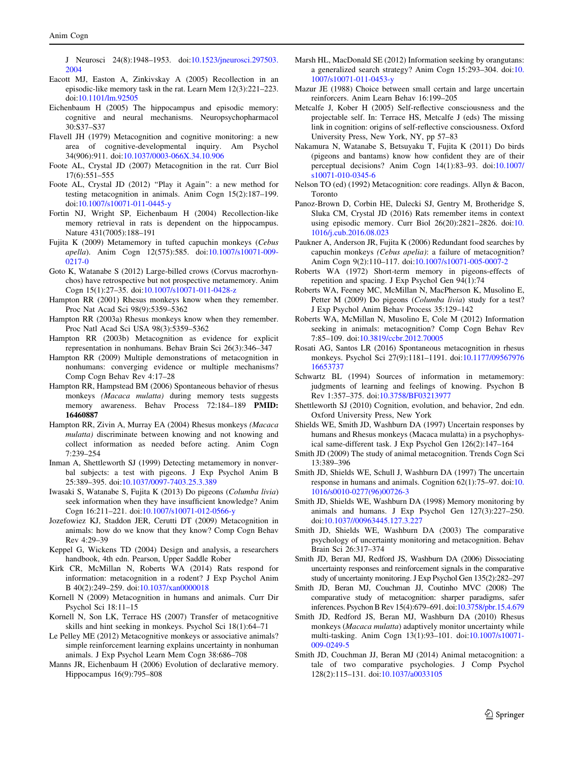J Neurosci 24(8):1948–1953. doi:10.1523/jneurosci.297503.2004

Eacott MJ, Easton A, Zinkivskay A (2005) Recollection in an episodic-like memory task in the rat. Learn Mem 12(3):221–223. doi:10.1101/lm.92505

Eichenbaum H (2005) The hippocampus and episodic memory: cognitive and neural mechanisms. Neuropsychopharmacol 30:S37–S37

Flavell JH (1979) Metacognition and cognitive monitoring: a new area of cognitive-developmental inquiry. Am Psychol 34(906):911. doi:10.1037/0003-066X.34.10.906

Foote AL, Crystal JD (2007) Metacognition in the rat. Curr Biol 17(6):551–555

Foote AL, Crystal JD (2012) "Play it Again": a new method for testing metacognition in animals. Anim Cogn 15(2):187–199. doi:10.1007/s10071-011-0445-y

Fortin NJ, Wright SP, Eichenbaum H (2004) Recollection-like memory retrieval in rats is dependent on the hippocampus. Nature 431(7005):188–191

Fujita K (2009) Metamemory in tufted capuchin monkeys (*Cebus apella*). Anim Cogn 12(575):585. doi:10.1007/s10071-009-0217-0

Goto K, Watanabe S (2012) Large-billed crows (Corvus macrorhynchos) have retrospective but not prospective metamemory. Anim Cogn 15(1):27–35. doi:10.1007/s10071-011-0428-z

Hampton RR (2001) Rhesus monkeys know when they remember. Proc Nat Acad Sci 98(9):5359–5362

Hampton RR (2003a) Rhesus monkeys know when they remember. Proc Natl Acad Sci USA 98(3):5359–5362

Hampton RR (2003b) Metacognition as evidence for explicit representation in nonhumans. Behav Brain Sci 26(3):346–347

Hampton RR (2009) Multiple demonstrations of metacognition in nonhumans: converging evidence or multiple mechanisms? Comp Cogn Behav Rev 4:17–28

Hampton RR, Hampstead BM (2006) Spontaneous behavior of rhesus monkeys *(Macaca mulatta)* during memory tests suggests memory awareness. Behav Process 72:184–189 **PMID: 16460887**

Hampton RR, Zivin A, Murray EA (2004) Rhesus monkeys *(Macaca mulatta)* discriminate between knowing and not knowing and collect information as needed before acting. Anim Cogn 7:239–254

Inman A, Shettleworth SJ (1999) Detecting metamemory in nonverbal subjects: a test with pigeons. J Exp Psychol Anim B 25:389–395. doi:10.1037/0097-7403.25.3.389

Iwasaki S, Watanabe S, Fujita K (2013) Do pigeons (*Columba livia*) seek information when they have insufficient knowledge? Anim Cogn 16:211–221. doi:10.1007/s10071-012-0566-y

Jozefowiez KJ, Staddon JER, Cerutti DT (2009) Metacognition in animals: how do we know that they know? Comp Cogn Behav Rev 4:29–39

Keppel G, Wickens TD (2004) Design and analysis, a researchers handbook, 4th edn. Pearson, Upper Saddle Rober

Kirk CR, McMillan N, Roberts WA (2014) Rats respond for information: metacognition in a rodent? J Exp Psychol Anim B 40(2):249–259. doi:10.1037/xan0000018

Kornell N (2009) Metacognition in humans and animals. Curr Dir Psychol Sci 18:11–15

Kornell N, Son LK, Terrace HS (2007) Transfer of metacognitive skills and hint seeking in monkeys. Psychol Sci 18(1):64–71

Le Pelley ME (2012) Metacognitive monkeys or associative animals? simple reinforcement learning explains uncertainty in nonhuman animals. J Exp Psychol Learn Mem Cogn 38:686–708

Manns JR, Eichenbaum H (2006) Evolution of declarative memory. Hippocampus 16(9):795–808

Marsh HL, MacDonald SE (2012) Information seeking by orangutans: a generalized search strategy? Anim Cogn 15:293–304. doi:10.1007/s10071-011-0453-y

Mazur JE (1988) Choice between small certain and large uncertain reinforcers. Anim Learn Behav 16:199–205

Metcalfe J, Kober H (2005) Self-reflective consciousness and the projectable self. In: Terrace HS, Metcalfe J (eds) The missing link in cognition: origins of self-reflective consciousness. Oxford University Press, New York, NY, pp 57–83

Nakamura N, Watanabe S, Betsuyaku T, Fujita K (2011) Do birds (pigeons and bantams) know how confident they are of their perceptual decisions? Anim Cogn 14(1):83–93. doi:10.1007/s10071-010-0345-6

Nelson TO (ed) (1992) Metacognition: core readings. Allyn & Bacon, Toronto

Panoz-Brown D, Corbin HE, Dalecki SJ, Gentry M, Brotheridge S, Sluka CM, Crystal JD (2016) Rats remember items in context using episodic memory. Curr Biol 26(20):2821–2826. doi:10.1016/j.cub.2016.08.023

Paukner A, Anderson JR, Fujita K (2006) Redundant food searches by capuchin monkeys *(Cebus apelia)*: a failure of metacognition? Anim Cogn 9(2):110–117. doi:10.1007/s10071-005-0007-2

Roberts WA (1972) Short-term memory in pigeons-effects of repetition and spacing. J Exp Psychol Gen 94(1):74

Roberts WA, Feeney MC, McMillan N, MacPherson K, Musolino E, Petter M (2009) Do pigeons (*Columba livia*) study for a test? J Exp Psychol Anim Behav Process 35:129–142

Roberts WA, McMillan N, Musolino E, Cole M (2012) Information seeking in animals: metacognition? Comp Cogn Behav Rev 7:85–109. doi:10.3819/ccbr.2012.70005

Rosati AG, Santos LR (2016) Spontaneous metacognition in rhesus monkeys. Psychol Sci 27(9):1181–1191. doi:10.1177/0956797616653737

Schwartz BL (1994) Sources of information in metamemory: judgments of learning and feelings of knowing. Psychon B Rev 1:357–375. doi:10.3758/BF03213977

Shettleworth SJ (2010) Cognition, evolution, and behavior, 2nd edn. Oxford University Press, New York

Shields WE, Smith JD, Washburn DA (1997) Uncertain responses by humans and Rhesus monkeys (Macaca mulatta) in a psychophysical same-different task. J Exp Psychol Gen 126(2):147–164

Smith JD (2009) The study of animal metacognition. Trends Cogn Sci 13:389–396

Smith JD, Shields WE, Schull J, Washburn DA (1997) The uncertain response in humans and animals. Cognition 62(1):75–97. doi:10.1016/s0010-0277(96)00726-3

Smith JD, Shields WE, Washburn DA (1998) Memory monitoring by animals and humans. J Exp Psychol Gen 127(3):227–250. doi:10.1037//00963445.127.3.227

Smith JD, Shields WE, Washburn DA (2003) The comparative psychology of uncertainty monitoring and metacognition. Behav Brain Sci 26:317–374

Smith JD, Beran MJ, Redford JS, Washburn DA (2006) Dissociating uncertainty responses and reinforcement signals in the comparative study of uncertainty monitoring. J Exp Psychol Gen 135(2):282–297

Smith JD, Beran MJ, Couchman JJ, Coutinho MVC (2008) The comparative study of metacognition: sharper paradigms, safer inferences. Psychon B Rev 15(4):679–691. doi:10.3758/pbr.15.4.679

Smith JD, Redford JS, Beran MJ, Washburn DA (2010) Rhesus monkeys (*Macaca mulatta*) adaptively monitor uncertainty while multi-tasking. Anim Cogn 13(1):93–101. doi:10.1007/s10071-009-0249-5

Smith JD, Couchman JJ, Beran MJ (2014) Animal metacognition: a tale of two comparative psychologies. J Comp Psychol 128(2):115–131. doi:10.1037/a0033105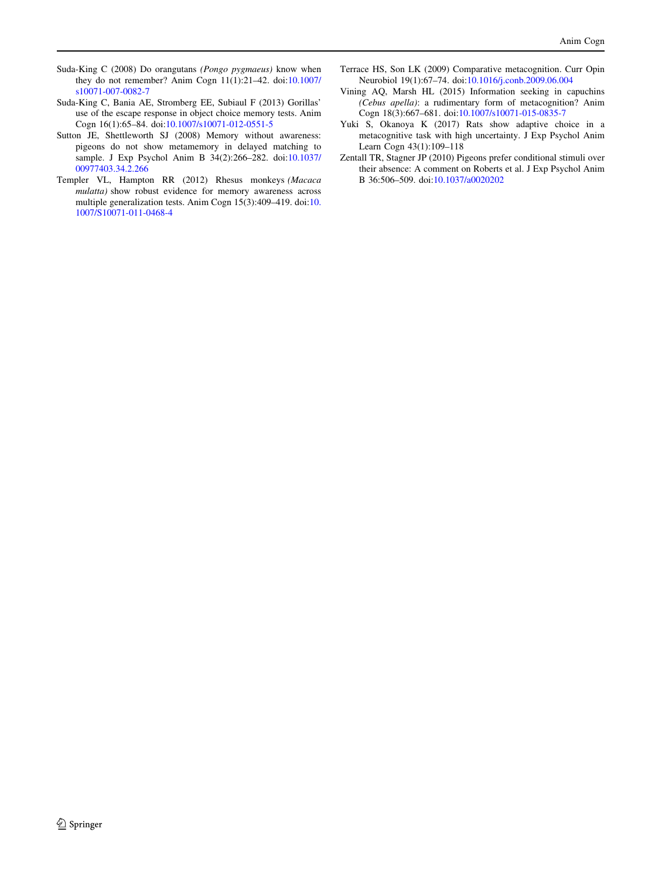Suda-King C (2008) Do orangutans *(Pongo pygmaeus)* know when they do not remember? Anim Cogn 11(1):21–42. doi:10.1007/s10071-007-0082-7

Suda-King C, Bania AE, Stromberg EE, Subiaul F (2013) Gorillas' use of the escape response in object choice memory tests. Anim Cogn 16(1):65–84. doi:10.1007/s10071-012-0551-5

Sutton JE, Shettleworth SJ (2008) Memory without awareness: pigeons do not show metamemory in delayed matching to sample. J Exp Psychol Anim B 34(2):266–282. doi:10.1037/00977403.34.2.266

Templer VL, Hampton RR (2012) Rhesus monkeys *(Macaca mulatta)* show robust evidence for memory awareness across multiple generalization tests. Anim Cogn 15(3):409–419. doi:10.1007/S10071-011-0468-4

Terrace HS, Son LK (2009) Comparative metacognition. Curr Opin Neurobiol 19(1):67–74. doi:10.1016/j.conb.2009.06.004

Vining AQ, Marsh HL (2015) Information seeking in capuchins *(Cebus apella)*: a rudimentary form of metacognition? Anim Cogn 18(3):667–681. doi:10.1007/s10071-015-0835-7

Yuki S, Okanoya K (2017) Rats show adaptive choice in a metacognitive task with high uncertainty. J Exp Psychol Anim Learn Cogn 43(1):109–118

Zentall TR, Stagner JP (2010) Pigeons prefer conditional stimuli over their absence: A comment on Roberts et al. J Exp Psychol Anim B 36:506–509. doi:10.1037/a0020202